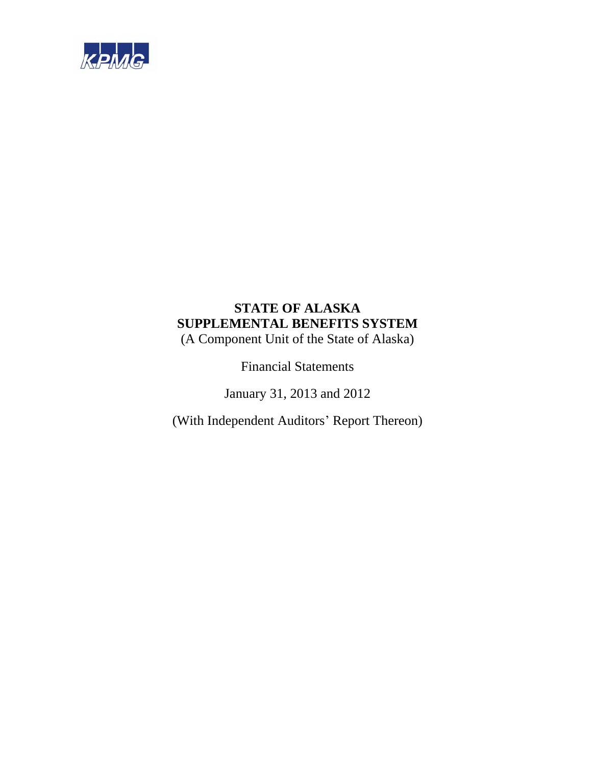KPMG

# STATE OF ALASKA
# SUPPLEMENTAL BENEFITS SYSTEM

(A Component Unit of the State of Alaska)

Financial Statements

January 31, 2013 and 2012

(With Independent Auditors' Report Thereon)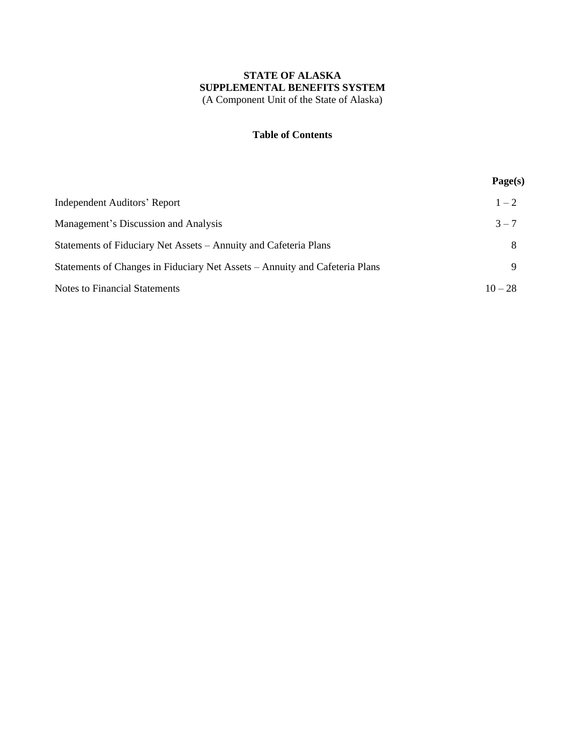**STATE OF ALASKA**
**SUPPLEMENTAL BENEFITS SYSTEM**
(A Component Unit of the State of Alaska)

**Table of Contents**

| | **Page(s)** |
|---|---|
| Independent Auditors' Report | 1 – 2 |
| Management's Discussion and Analysis | 3 – 7 |
| Statements of Fiduciary Net Assets – Annuity and Cafeteria Plans | 8 |
| Statements of Changes in Fiduciary Net Assets – Annuity and Cafeteria Plans | 9 |
| Notes to Financial Statements | 10 – 28 |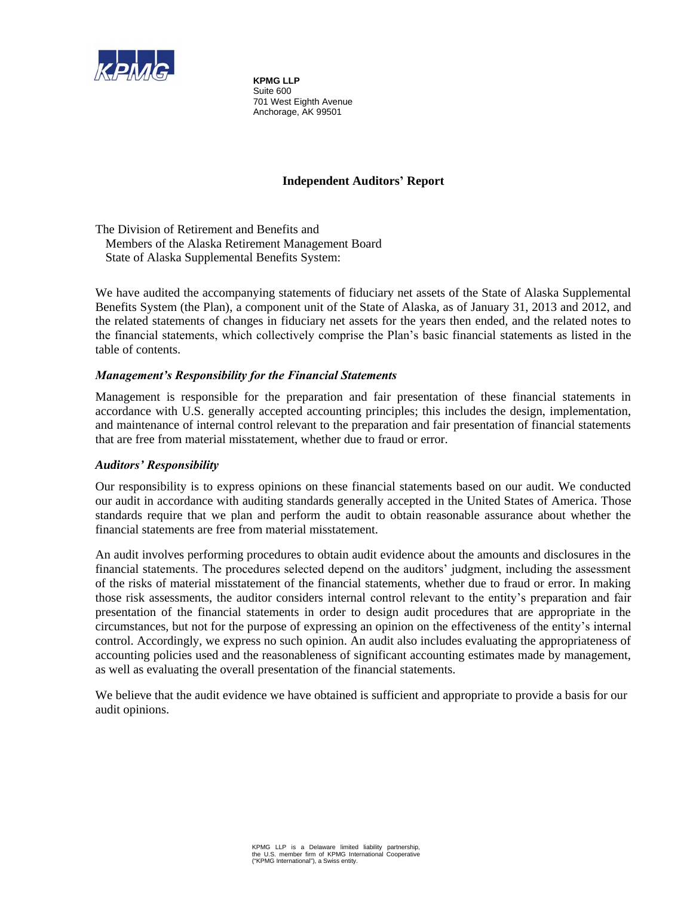**KPMG LLP**
Suite 600
701 West Eighth Avenue
Anchorage, AK 99501

# Independent Auditors' Report

The Division of Retirement and Benefits and
Members of the Alaska Retirement Management Board
State of Alaska Supplemental Benefits System:

We have audited the accompanying statements of fiduciary net assets of the State of Alaska Supplemental Benefits System (the Plan), a component unit of the State of Alaska, as of January 31, 2013 and 2012, and the related statements of changes in fiduciary net assets for the years then ended, and the related notes to the financial statements, which collectively comprise the Plan's basic financial statements as listed in the table of contents.

### *Management's Responsibility for the Financial Statements*

Management is responsible for the preparation and fair presentation of these financial statements in accordance with U.S. generally accepted accounting principles; this includes the design, implementation, and maintenance of internal control relevant to the preparation and fair presentation of financial statements that are free from material misstatement, whether due to fraud or error.

### *Auditors' Responsibility*

Our responsibility is to express opinions on these financial statements based on our audit. We conducted our audit in accordance with auditing standards generally accepted in the United States of America. Those standards require that we plan and perform the audit to obtain reasonable assurance about whether the financial statements are free from material misstatement.

An audit involves performing procedures to obtain audit evidence about the amounts and disclosures in the financial statements. The procedures selected depend on the auditors' judgment, including the assessment of the risks of material misstatement of the financial statements, whether due to fraud or error. In making those risk assessments, the auditor considers internal control relevant to the entity's preparation and fair presentation of the financial statements in order to design audit procedures that are appropriate in the circumstances, but not for the purpose of expressing an opinion on the effectiveness of the entity's internal control. Accordingly, we express no such opinion. An audit also includes evaluating the appropriateness of accounting policies used and the reasonableness of significant accounting estimates made by management, as well as evaluating the overall presentation of the financial statements.

We believe that the audit evidence we have obtained is sufficient and appropriate to provide a basis for our audit opinions.

KPMG LLP is a Delaware limited liability partnership, the U.S. member firm of KPMG International Cooperative ("KPMG International"), a Swiss entity.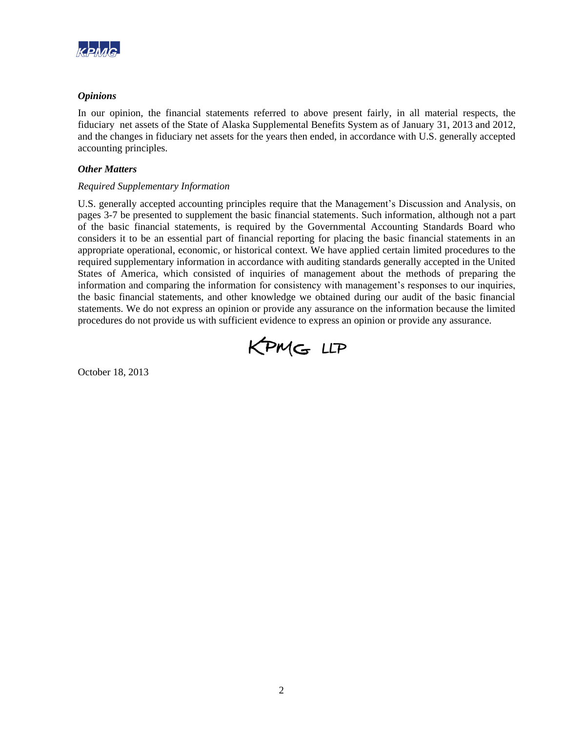### *Opinions*

In our opinion, the financial statements referred to above present fairly, in all material respects, the fiduciary net assets of the State of Alaska Supplemental Benefits System as of January 31, 2013 and 2012, and the changes in fiduciary net assets for the years then ended, in accordance with U.S. generally accepted accounting principles.

### *Other Matters*

*Required Supplementary Information*

U.S. generally accepted accounting principles require that the Management's Discussion and Analysis, on pages 3-7 be presented to supplement the basic financial statements. Such information, although not a part of the basic financial statements, is required by the Governmental Accounting Standards Board who considers it to be an essential part of financial reporting for placing the basic financial statements in an appropriate operational, economic, or historical context. We have applied certain limited procedures to the required supplementary information in accordance with auditing standards generally accepted in the United States of America, which consisted of inquiries of management about the methods of preparing the information and comparing the information for consistency with management's responses to our inquiries, the basic financial statements, and other knowledge we obtained during our audit of the basic financial statements. We do not express an opinion or provide any assurance on the information because the limited procedures do not provide us with sufficient evidence to express an opinion or provide any assurance.

KPMG LLP

October 18, 2013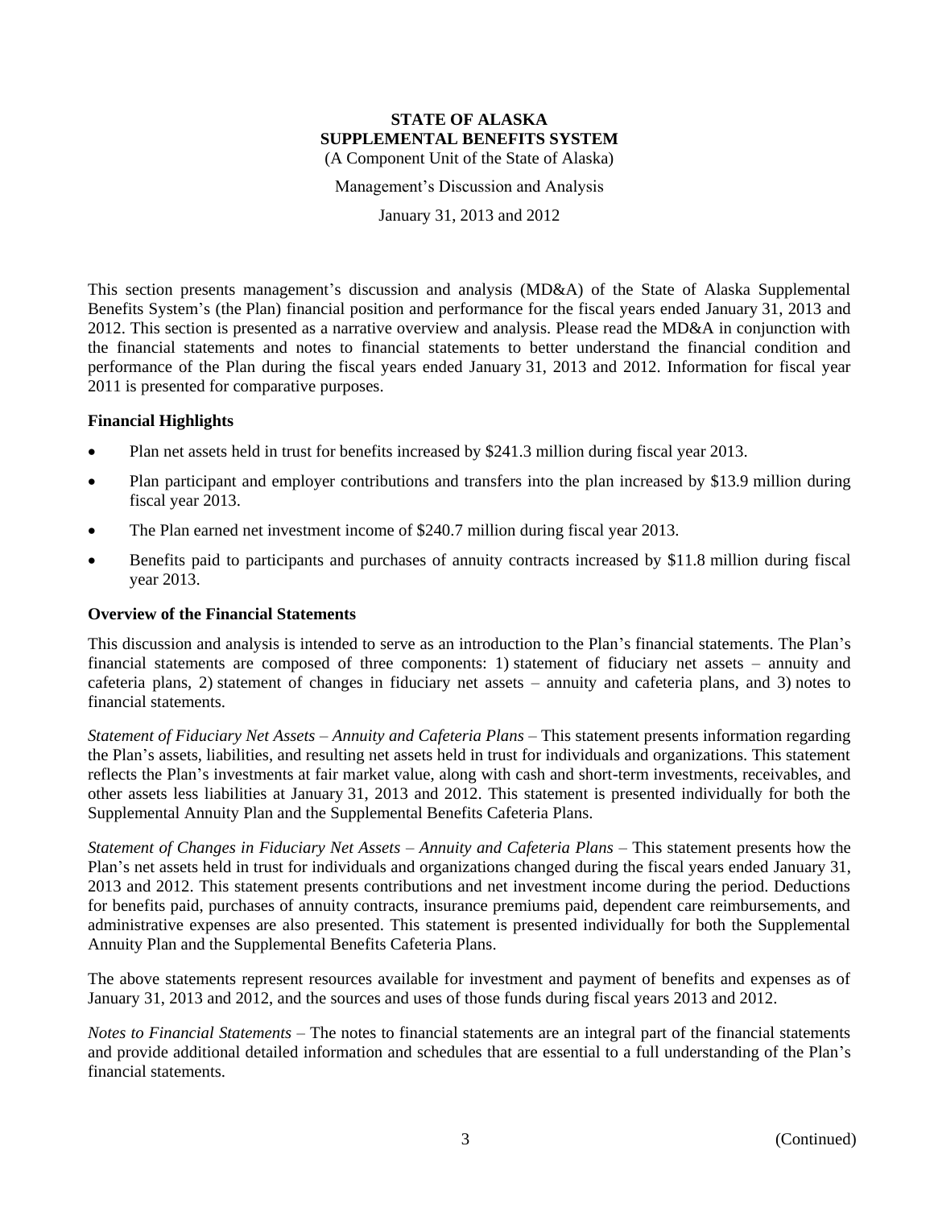**STATE OF ALASKA**
**SUPPLEMENTAL BENEFITS SYSTEM**
(A Component Unit of the State of Alaska)

Management's Discussion and Analysis

January 31, 2013 and 2012

This section presents management's discussion and analysis (MD&A) of the State of Alaska Supplemental Benefits System's (the Plan) financial position and performance for the fiscal years ended January 31, 2013 and 2012. This section is presented as a narrative overview and analysis. Please read the MD&A in conjunction with the financial statements and notes to financial statements to better understand the financial condition and performance of the Plan during the fiscal years ended January 31, 2013 and 2012. Information for fiscal year 2011 is presented for comparative purposes.

### Financial Highlights

- Plan net assets held in trust for benefits increased by $241.3 million during fiscal year 2013.
- Plan participant and employer contributions and transfers into the plan increased by $13.9 million during fiscal year 2013.
- The Plan earned net investment income of $240.7 million during fiscal year 2013.
- Benefits paid to participants and purchases of annuity contracts increased by $11.8 million during fiscal year 2013.

### Overview of the Financial Statements

This discussion and analysis is intended to serve as an introduction to the Plan's financial statements. The Plan's financial statements are composed of three components: 1) statement of fiduciary net assets – annuity and cafeteria plans, 2) statement of changes in fiduciary net assets – annuity and cafeteria plans, and 3) notes to financial statements.

*Statement of Fiduciary Net Assets – Annuity and Cafeteria Plans* – This statement presents information regarding the Plan's assets, liabilities, and resulting net assets held in trust for individuals and organizations. This statement reflects the Plan's investments at fair market value, along with cash and short-term investments, receivables, and other assets less liabilities at January 31, 2013 and 2012. This statement is presented individually for both the Supplemental Annuity Plan and the Supplemental Benefits Cafeteria Plans.

*Statement of Changes in Fiduciary Net Assets – Annuity and Cafeteria Plans* – This statement presents how the Plan's net assets held in trust for individuals and organizations changed during the fiscal years ended January 31, 2013 and 2012. This statement presents contributions and net investment income during the period. Deductions for benefits paid, purchases of annuity contracts, insurance premiums paid, dependent care reimbursements, and administrative expenses are also presented. This statement is presented individually for both the Supplemental Annuity Plan and the Supplemental Benefits Cafeteria Plans.

The above statements represent resources available for investment and payment of benefits and expenses as of January 31, 2013 and 2012, and the sources and uses of those funds during fiscal years 2013 and 2012.

*Notes to Financial Statements* – The notes to financial statements are an integral part of the financial statements and provide additional detailed information and schedules that are essential to a full understanding of the Plan's financial statements.

(Continued)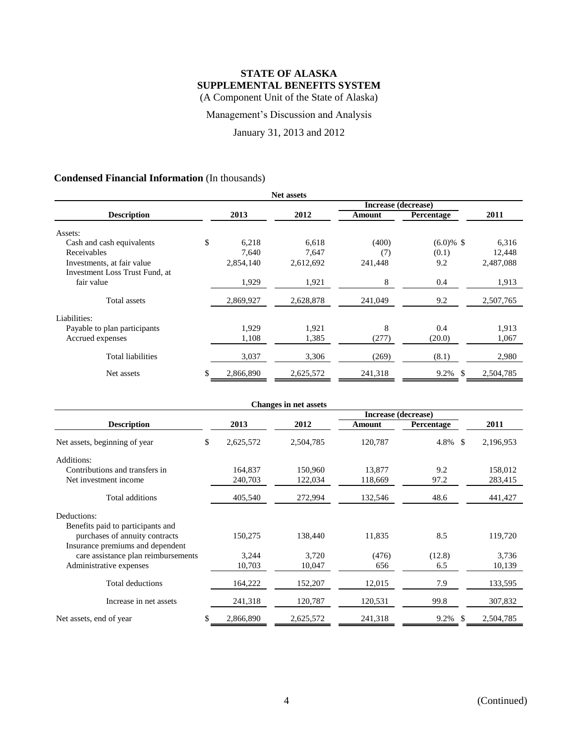# STATE OF ALASKA
# SUPPLEMENTAL BENEFITS SYSTEM
(A Component Unit of the State of Alaska)

Management's Discussion and Analysis

January 31, 2013 and 2012

## Condensed Financial Information (In thousands)

**Net assets**

| Description | 2013 | 2012 | Increase (decrease) Amount | Increase (decrease) Percentage | 2011 |
|---|---|---|---|---|---|
| Assets: | | | | | |
| Cash and cash equivalents | $ 6,218 | 6,618 | (400) | (6.0)% | $ 6,316 |
| Receivables | 7,640 | 7,647 | (7) | (0.1) | 12,448 |
| Investments, at fair value | 2,854,140 | 2,612,692 | 241,448 | 9.2 | 2,487,088 |
| Investment Loss Trust Fund, at fair value | 1,929 | 1,921 | 8 | 0.4 | 1,913 |
| Total assets | 2,869,927 | 2,628,878 | 241,049 | 9.2 | 2,507,765 |
| Liabilities: | | | | | |
| Payable to plan participants | 1,929 | 1,921 | 8 | 0.4 | 1,913 |
| Accrued expenses | 1,108 | 1,385 | (277) | (20.0) | 1,067 |
| Total liabilities | 3,037 | 3,306 | (269) | (8.1) | 2,980 |
| Net assets | $ 2,866,890 | 2,625,572 | 241,318 | 9.2% | $ 2,504,785 |

**Changes in net assets**

| Description | 2013 | 2012 | Increase (decrease) Amount | Increase (decrease) Percentage | 2011 |
|---|---|---|---|---|---|
| Net assets, beginning of year | $ 2,625,572 | 2,504,785 | 120,787 | 4.8% | $ 2,196,953 |
| Additions: | | | | | |
| Contributions and transfers in | 164,837 | 150,960 | 13,877 | 9.2 | 158,012 |
| Net investment income | 240,703 | 122,034 | 118,669 | 97.2 | 283,415 |
| Total additions | 405,540 | 272,994 | 132,546 | 48.6 | 441,427 |
| Deductions: | | | | | |
| Benefits paid to participants and purchases of annuity contracts | 150,275 | 138,440 | 11,835 | 8.5 | 119,720 |
| Insurance premiums and dependent care assistance plan reimbursements | 3,244 | 3,720 | (476) | (12.8) | 3,736 |
| Administrative expenses | 10,703 | 10,047 | 656 | 6.5 | 10,139 |
| Total deductions | 164,222 | 152,207 | 12,015 | 7.9 | 133,595 |
| Increase in net assets | 241,318 | 120,787 | 120,531 | 99.8 | 307,832 |
| Net assets, end of year | $ 2,866,890 | 2,625,572 | 241,318 | 9.2% | $ 2,504,785 |

(Continued)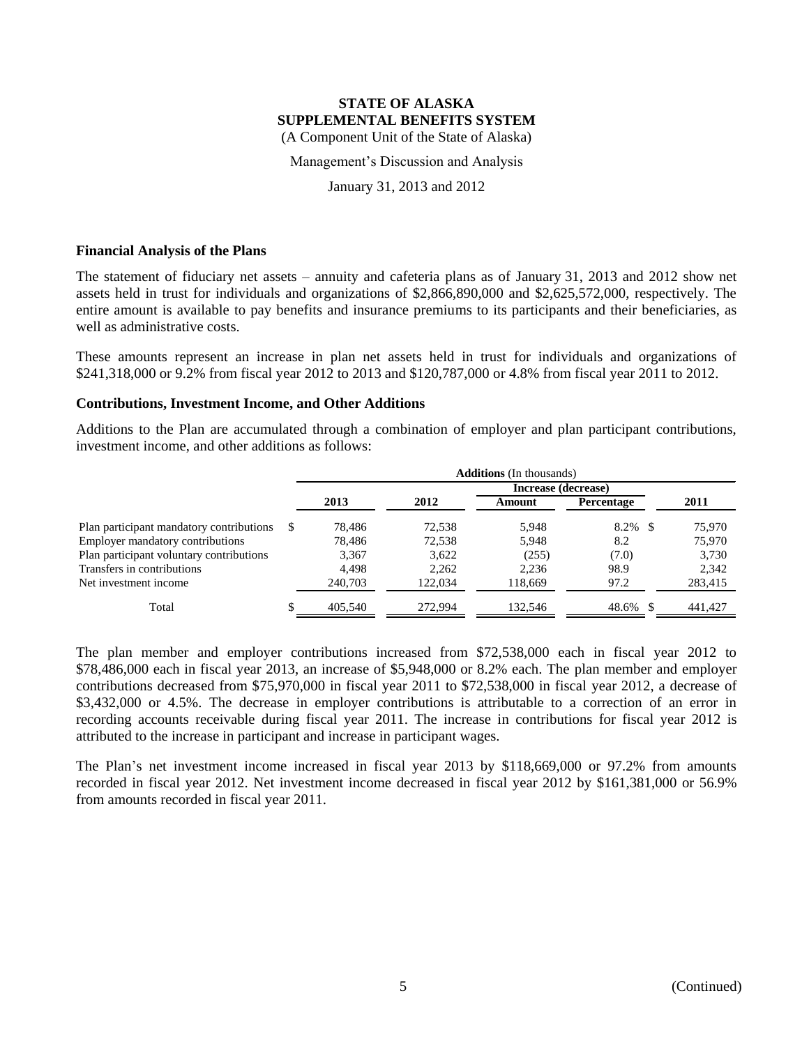**STATE OF ALASKA**
**SUPPLEMENTAL BENEFITS SYSTEM**
(A Component Unit of the State of Alaska)

Management's Discussion and Analysis

January 31, 2013 and 2012

### Financial Analysis of the Plans

The statement of fiduciary net assets – annuity and cafeteria plans as of January 31, 2013 and 2012 show net assets held in trust for individuals and organizations of $2,866,890,000 and $2,625,572,000, respectively. The entire amount is available to pay benefits and insurance premiums to its participants and their beneficiaries, as well as administrative costs.

These amounts represent an increase in plan net assets held in trust for individuals and organizations of $241,318,000 or 9.2% from fiscal year 2012 to 2013 and $120,787,000 or 4.8% from fiscal year 2011 to 2012.

### Contributions, Investment Income, and Other Additions

Additions to the Plan are accumulated through a combination of employer and plan participant contributions, investment income, and other additions as follows:

| | **Additions** (In thousands) | | | | |
|---|---|---|---|---|---|
| | | | **Increase (decrease)** | | |
| | **2013** | **2012** | **Amount** | **Percentage** | **2011** |
| Plan participant mandatory contributions | $ 78,486 | 72,538 | 5,948 | 8.2% | $ 75,970 |
| Employer mandatory contributions | 78,486 | 72,538 | 5,948 | 8.2 | 75,970 |
| Plan participant voluntary contributions | 3,367 | 3,622 | (255) | (7.0) | 3,730 |
| Transfers in contributions | 4,498 | 2,262 | 2,236 | 98.9 | 2,342 |
| Net investment income | 240,703 | 122,034 | 118,669 | 97.2 | 283,415 |
| Total | $ 405,540 | 272,994 | 132,546 | 48.6% | $ 441,427 |

The plan member and employer contributions increased from $72,538,000 each in fiscal year 2012 to $78,486,000 each in fiscal year 2013, an increase of $5,948,000 or 8.2% each. The plan member and employer contributions decreased from $75,970,000 in fiscal year 2011 to $72,538,000 in fiscal year 2012, a decrease of $3,432,000 or 4.5%. The decrease in employer contributions is attributable to a correction of an error in recording accounts receivable during fiscal year 2011. The increase in contributions for fiscal year 2012 is attributed to the increase in participant and increase in participant wages.

The Plan's net investment income increased in fiscal year 2013 by $118,669,000 or 97.2% from amounts recorded in fiscal year 2012. Net investment income decreased in fiscal year 2012 by $161,381,000 or 56.9% from amounts recorded in fiscal year 2011.

(Continued)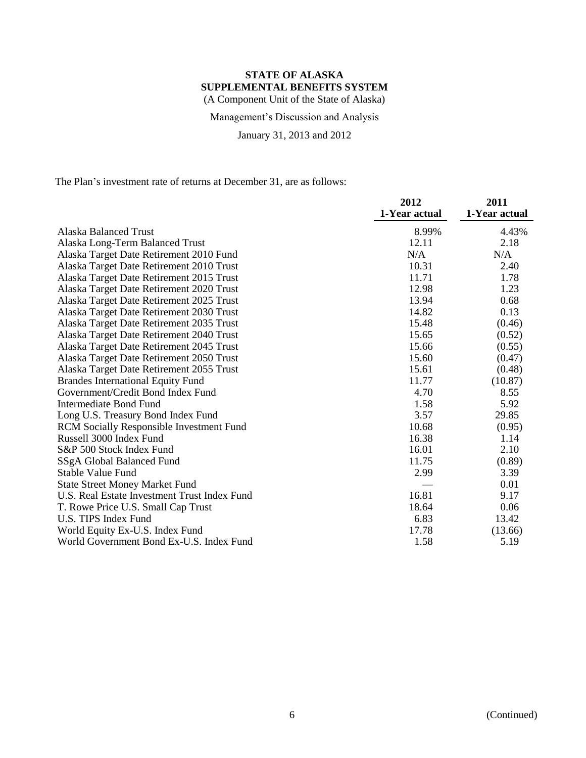# STATE OF ALASKA
## SUPPLEMENTAL BENEFITS SYSTEM
(A Component Unit of the State of Alaska)

Management's Discussion and Analysis

January 31, 2013 and 2012

The Plan's investment rate of returns at December 31, are as follows:

| | 2012 1-Year actual | 2011 1-Year actual |
|---|---|---|
| Alaska Balanced Trust | 8.99% | 4.43% |
| Alaska Long-Term Balanced Trust | 12.11 | 2.18 |
| Alaska Target Date Retirement 2010 Fund | N/A | N/A |
| Alaska Target Date Retirement 2010 Trust | 10.31 | 2.40 |
| Alaska Target Date Retirement 2015 Trust | 11.71 | 1.78 |
| Alaska Target Date Retirement 2020 Trust | 12.98 | 1.23 |
| Alaska Target Date Retirement 2025 Trust | 13.94 | 0.68 |
| Alaska Target Date Retirement 2030 Trust | 14.82 | 0.13 |
| Alaska Target Date Retirement 2035 Trust | 15.48 | (0.46) |
| Alaska Target Date Retirement 2040 Trust | 15.65 | (0.52) |
| Alaska Target Date Retirement 2045 Trust | 15.66 | (0.55) |
| Alaska Target Date Retirement 2050 Trust | 15.60 | (0.47) |
| Alaska Target Date Retirement 2055 Trust | 15.61 | (0.48) |
| Brandes International Equity Fund | 11.77 | (10.87) |
| Government/Credit Bond Index Fund | 4.70 | 8.55 |
| Intermediate Bond Fund | 1.58 | 5.92 |
| Long U.S. Treasury Bond Index Fund | 3.57 | 29.85 |
| RCM Socially Responsible Investment Fund | 10.68 | (0.95) |
| Russell 3000 Index Fund | 16.38 | 1.14 |
| S&P 500 Stock Index Fund | 16.01 | 2.10 |
| SSgA Global Balanced Fund | 11.75 | (0.89) |
| Stable Value Fund | 2.99 | 3.39 |
| State Street Money Market Fund | — | 0.01 |
| U.S. Real Estate Investment Trust Index Fund | 16.81 | 9.17 |
| T. Rowe Price U.S. Small Cap Trust | 18.64 | 0.06 |
| U.S. TIPS Index Fund | 6.83 | 13.42 |
| World Equity Ex-U.S. Index Fund | 17.78 | (13.66) |
| World Government Bond Ex-U.S. Index Fund | 1.58 | 5.19 |

(Continued)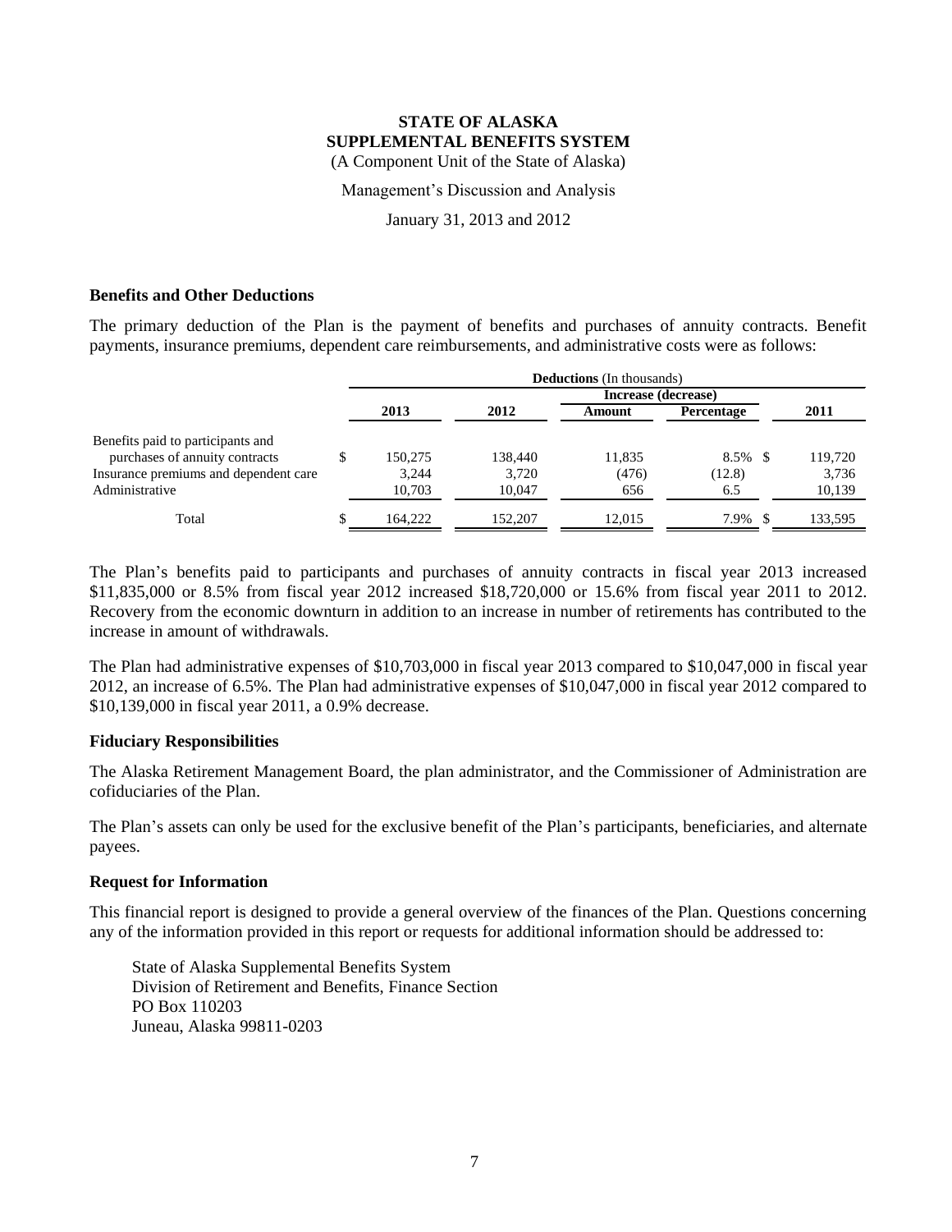**STATE OF ALASKA**
**SUPPLEMENTAL BENEFITS SYSTEM**
(A Component Unit of the State of Alaska)

Management's Discussion and Analysis

January 31, 2013 and 2012

### Benefits and Other Deductions

The primary deduction of the Plan is the payment of benefits and purchases of annuity contracts. Benefit payments, insurance premiums, dependent care reimbursements, and administrative costs were as follows:

| | Deductions (In thousands) | | | | |
|---|---|---|---|---|---|
| | | | Increase (decrease) | | |
| | 2013 | 2012 | Amount | Percentage | 2011 |
| Benefits paid to participants and purchases of annuity contracts | $ 150,275 | 138,440 | 11,835 | 8.5 % | $ 119,720 |
| Insurance premiums and dependent care | 3,244 | 3,720 | (476) | (12.8) | 3,736 |
| Administrative | 10,703 | 10,047 | 656 | 6.5 | 10,139 |
| Total | $ 164,222 | 152,207 | 12,015 | 7.9 % | $ 133,595 |

The Plan's benefits paid to participants and purchases of annuity contracts in fiscal year 2013 increased $11,835,000 or 8.5% from fiscal year 2012 increased $18,720,000 or 15.6% from fiscal year 2011 to 2012. Recovery from the economic downturn in addition to an increase in number of retirements has contributed to the increase in amount of withdrawals.

The Plan had administrative expenses of $10,703,000 in fiscal year 2013 compared to $10,047,000 in fiscal year 2012, an increase of 6.5%. The Plan had administrative expenses of $10,047,000 in fiscal year 2012 compared to $10,139,000 in fiscal year 2011, a 0.9% decrease.

### Fiduciary Responsibilities

The Alaska Retirement Management Board, the plan administrator, and the Commissioner of Administration are cofiduciaries of the Plan.

The Plan's assets can only be used for the exclusive benefit of the Plan's participants, beneficiaries, and alternate payees.

### Request for Information

This financial report is designed to provide a general overview of the finances of the Plan. Questions concerning any of the information provided in this report or requests for additional information should be addressed to:

State of Alaska Supplemental Benefits System
Division of Retirement and Benefits, Finance Section
PO Box 110203
Juneau, Alaska 99811-0203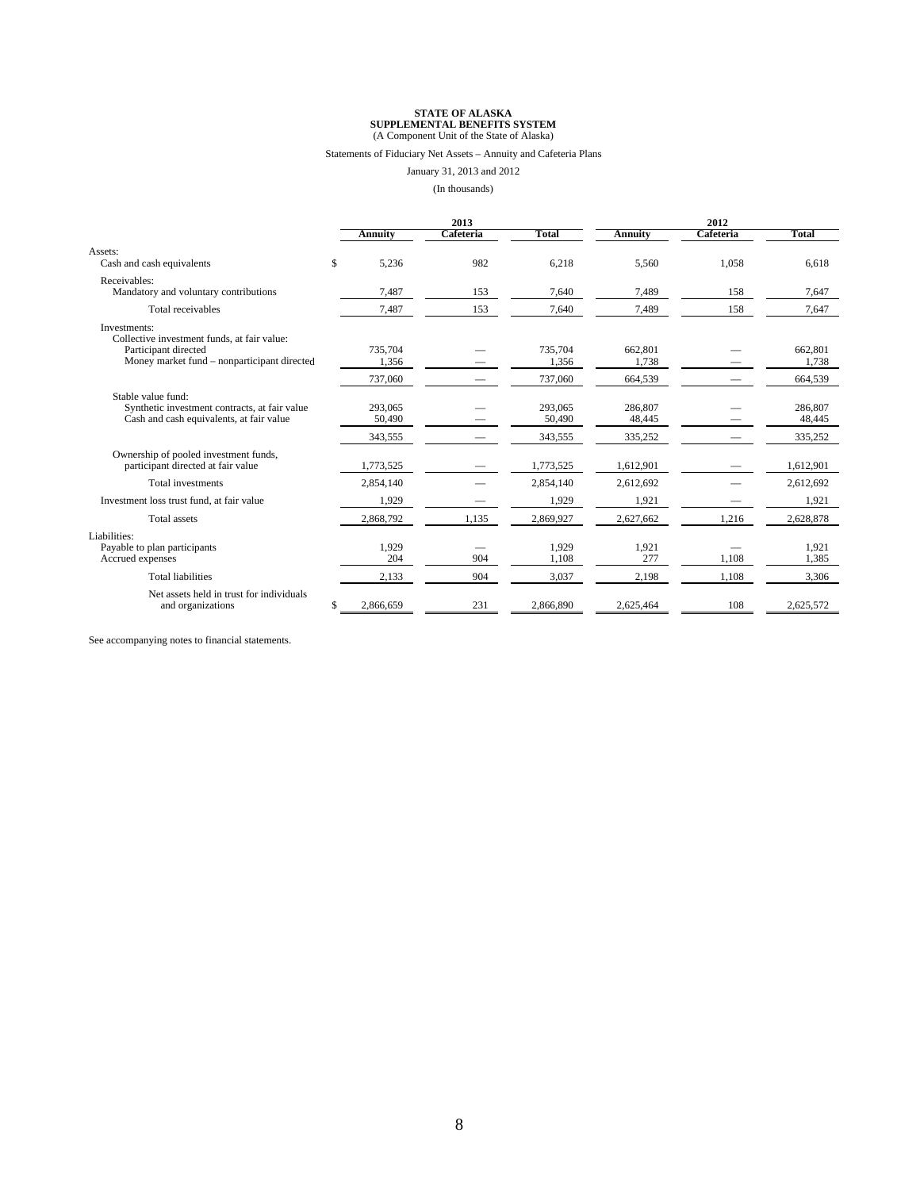**STATE OF ALASKA**
**SUPPLEMENTAL BENEFITS SYSTEM**
(A Component Unit of the State of Alaska)

Statements of Fiduciary Net Assets – Annuity and Cafeteria Plans

January 31, 2013 and 2012

(In thousands)

| | 2013 | | | 2012 | | |
|---|---|---|---|---|---|---|
| | **Annuity** | **Cafeteria** | **Total** | **Annuity** | **Cafeteria** | **Total** |
| Assets: | | | | | | |
| Cash and cash equivalents | $ 5,236 | 982 | 6,218 | 5,560 | 1,058 | 6,618 |
| Receivables: | | | | | | |
| Mandatory and voluntary contributions | 7,487 | 153 | 7,640 | 7,489 | 158 | 7,647 |
| Total receivables | 7,487 | 153 | 7,640 | 7,489 | 158 | 7,647 |
| Investments: | | | | | | |
| Collective investment funds, at fair value: | | | | | | |
| Participant directed | 735,704 | — | 735,704 | 662,801 | — | 662,801 |
| Money market fund – nonparticipant directed | 1,356 | — | 1,356 | 1,738 | — | 1,738 |
| | 737,060 | — | 737,060 | 664,539 | — | 664,539 |
| Stable value fund: | | | | | | |
| Synthetic investment contracts, at fair value | 293,065 | — | 293,065 | 286,807 | — | 286,807 |
| Cash and cash equivalents, at fair value | 50,490 | — | 50,490 | 48,445 | — | 48,445 |
| | 343,555 | — | 343,555 | 335,252 | — | 335,252 |
| Ownership of pooled investment funds, participant directed at fair value | 1,773,525 | — | 1,773,525 | 1,612,901 | — | 1,612,901 |
| Total investments | 2,854,140 | — | 2,854,140 | 2,612,692 | — | 2,612,692 |
| Investment loss trust fund, at fair value | 1,929 | — | 1,929 | 1,921 | — | 1,921 |
| Total assets | 2,868,792 | 1,135 | 2,869,927 | 2,627,662 | 1,216 | 2,628,878 |
| Liabilities: | | | | | | |
| Payable to plan participants | 1,929 | — | 1,929 | 1,921 | — | 1,921 |
| Accrued expenses | 204 | 904 | 1,108 | 277 | 1,108 | 1,385 |
| Total liabilities | 2,133 | 904 | 3,037 | 2,198 | 1,108 | 3,306 |
| Net assets held in trust for individuals and organizations | $ 2,866,659 | 231 | 2,866,890 | 2,625,464 | 108 | 2,625,572 |

See accompanying notes to financial statements.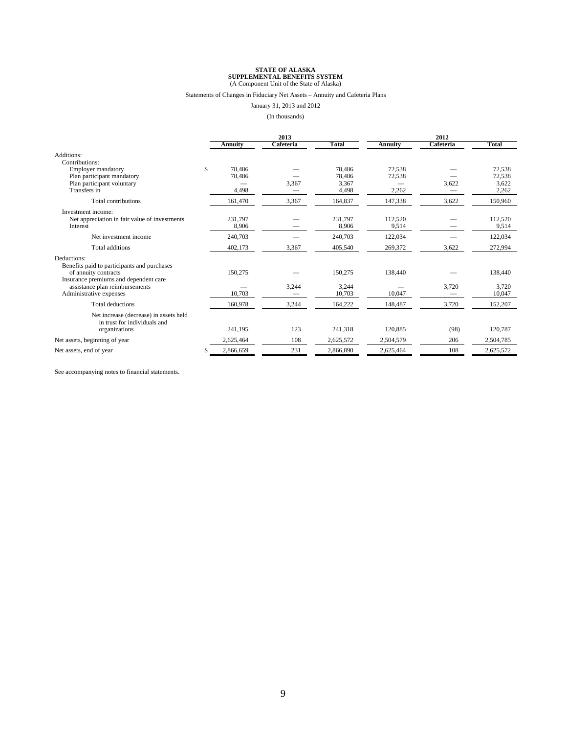**STATE OF ALASKA**
**SUPPLEMENTAL BENEFITS SYSTEM**
(A Component Unit of the State of Alaska)

Statements of Changes in Fiduciary Net Assets – Annuity and Cafeteria Plans

January 31, 2013 and 2012

(In thousands)

| | 2013 | | | 2012 | | |
|---|---|---|---|---|---|---|
| | **Annuity** | **Cafeteria** | **Total** | **Annuity** | **Cafeteria** | **Total** |
| Additions: | | | | | | |
| Contributions: | | | | | | |
| Employer mandatory | $ 78,486 | — | 78,486 | 72,538 | — | 72,538 |
| Plan participant mandatory | 78,486 | — | 78,486 | 72,538 | — | 72,538 |
| Plan participant voluntary | — | 3,367 | 3,367 | — | 3,622 | 3,622 |
| Transfers in | 4,498 | — | 4,498 | 2,262 | — | 2,262 |
| Total contributions | 161,470 | 3,367 | 164,837 | 147,338 | 3,622 | 150,960 |
| Investment income: | | | | | | |
| Net appreciation in fair value of investments | 231,797 | — | 231,797 | 112,520 | — | 112,520 |
| Interest | 8,906 | — | 8,906 | 9,514 | — | 9,514 |
| Net investment income | 240,703 | — | 240,703 | 122,034 | — | 122,034 |
| Total additions | 402,173 | 3,367 | 405,540 | 269,372 | 3,622 | 272,994 |
| Deductions: | | | | | | |
| Benefits paid to participants and purchases of annuity contracts | 150,275 | — | 150,275 | 138,440 | — | 138,440 |
| Insurance premiums and dependent care assistance plan reimbursements | — | 3,244 | 3,244 | — | 3,720 | 3,720 |
| Administrative expenses | 10,703 | — | 10,703 | 10,047 | — | 10,047 |
| Total deductions | 160,978 | 3,244 | 164,222 | 148,487 | 3,720 | 152,207 |
| Net increase (decrease) in assets held in trust for individuals and organizations | 241,195 | 123 | 241,318 | 120,885 | (98) | 120,787 |
| Net assets, beginning of year | 2,625,464 | 108 | 2,625,572 | 2,504,579 | 206 | 2,504,785 |
| Net assets, end of year | $ 2,866,659 | 231 | 2,866,890 | 2,625,464 | 108 | 2,625,572 |

See accompanying notes to financial statements.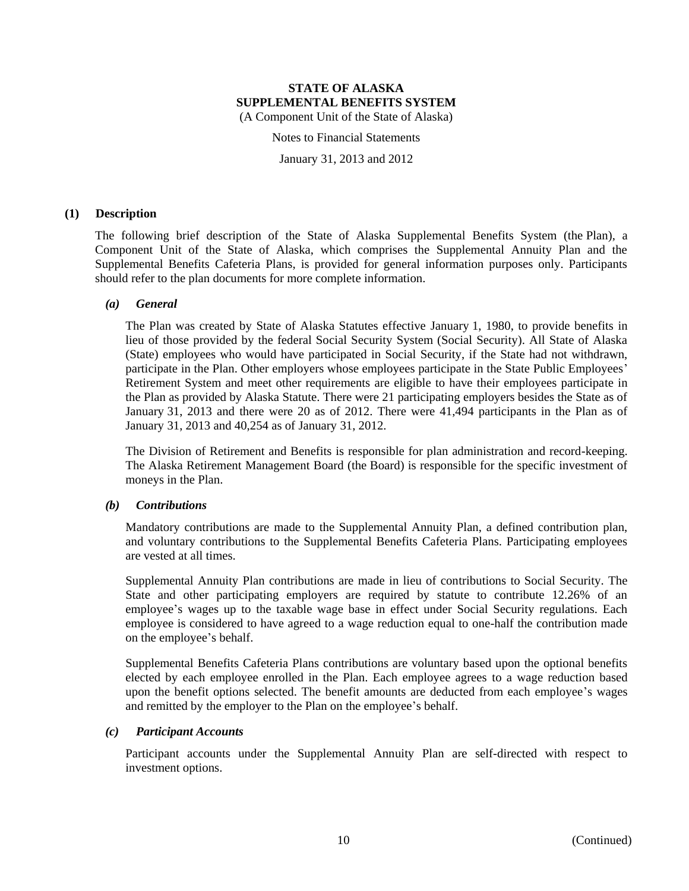# STATE OF ALASKA
# SUPPLEMENTAL BENEFITS SYSTEM

(A Component Unit of the State of Alaska)

Notes to Financial Statements

January 31, 2013 and 2012

## (1) Description

The following brief description of the State of Alaska Supplemental Benefits System (the Plan), a Component Unit of the State of Alaska, which comprises the Supplemental Annuity Plan and the Supplemental Benefits Cafeteria Plans, is provided for general information purposes only. Participants should refer to the plan documents for more complete information.

### *(a) General*

The Plan was created by State of Alaska Statutes effective January 1, 1980, to provide benefits in lieu of those provided by the federal Social Security System (Social Security). All State of Alaska (State) employees who would have participated in Social Security, if the State had not withdrawn, participate in the Plan. Other employers whose employees participate in the State Public Employees' Retirement System and meet other requirements are eligible to have their employees participate in the Plan as provided by Alaska Statute. There were 21 participating employers besides the State as of January 31, 2013 and there were 20 as of 2012. There were 41,494 participants in the Plan as of January 31, 2013 and 40,254 as of January 31, 2012.

The Division of Retirement and Benefits is responsible for plan administration and record-keeping. The Alaska Retirement Management Board (the Board) is responsible for the specific investment of moneys in the Plan.

### *(b) Contributions*

Mandatory contributions are made to the Supplemental Annuity Plan, a defined contribution plan, and voluntary contributions to the Supplemental Benefits Cafeteria Plans. Participating employees are vested at all times.

Supplemental Annuity Plan contributions are made in lieu of contributions to Social Security. The State and other participating employers are required by statute to contribute 12.26% of an employee's wages up to the taxable wage base in effect under Social Security regulations. Each employee is considered to have agreed to a wage reduction equal to one-half the contribution made on the employee's behalf.

Supplemental Benefits Cafeteria Plans contributions are voluntary based upon the optional benefits elected by each employee enrolled in the Plan. Each employee agrees to a wage reduction based upon the benefit options selected. The benefit amounts are deducted from each employee's wages and remitted by the employer to the Plan on the employee's behalf.

### *(c) Participant Accounts*

Participant accounts under the Supplemental Annuity Plan are self-directed with respect to investment options.

(Continued)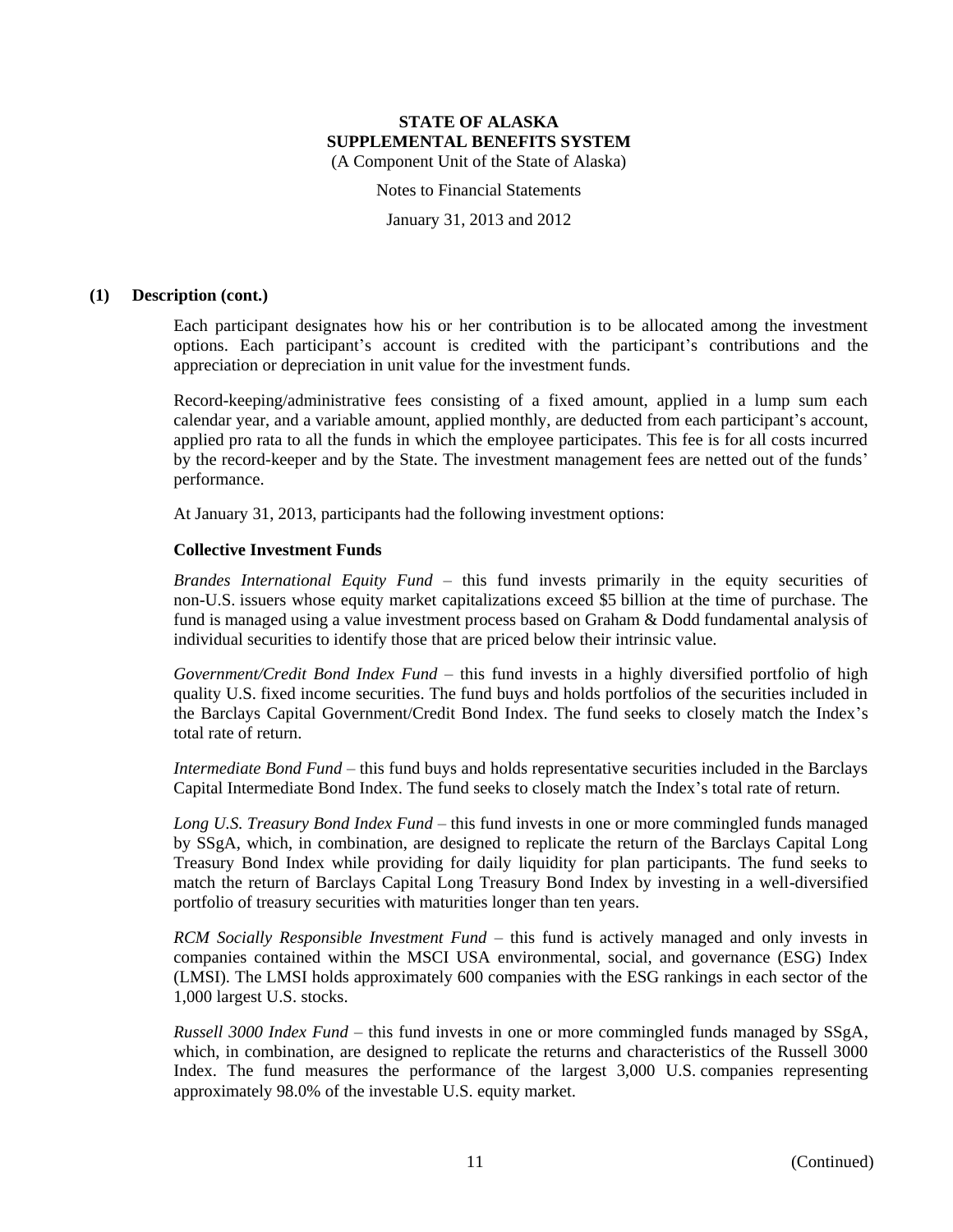### (1) Description (cont.)

Each participant designates how his or her contribution is to be allocated among the investment options. Each participant's account is credited with the participant's contributions and the appreciation or depreciation in unit value for the investment funds.

Record-keeping/administrative fees consisting of a fixed amount, applied in a lump sum each calendar year, and a variable amount, applied monthly, are deducted from each participant's account, applied pro rata to all the funds in which the employee participates. This fee is for all costs incurred by the record-keeper and by the State. The investment management fees are netted out of the funds' performance.

At January 31, 2013, participants had the following investment options:

**Collective Investment Funds**

*Brandes International Equity Fund* – this fund invests primarily in the equity securities of non-U.S. issuers whose equity market capitalizations exceed $5 billion at the time of purchase. The fund is managed using a value investment process based on Graham & Dodd fundamental analysis of individual securities to identify those that are priced below their intrinsic value.

*Government/Credit Bond Index Fund* – this fund invests in a highly diversified portfolio of high quality U.S. fixed income securities. The fund buys and holds portfolios of the securities included in the Barclays Capital Government/Credit Bond Index. The fund seeks to closely match the Index's total rate of return.

*Intermediate Bond Fund* – this fund buys and holds representative securities included in the Barclays Capital Intermediate Bond Index. The fund seeks to closely match the Index's total rate of return.

*Long U.S. Treasury Bond Index Fund* – this fund invests in one or more commingled funds managed by SSgA, which, in combination, are designed to replicate the return of the Barclays Capital Long Treasury Bond Index while providing for daily liquidity for plan participants. The fund seeks to match the return of Barclays Capital Long Treasury Bond Index by investing in a well-diversified portfolio of treasury securities with maturities longer than ten years.

*RCM Socially Responsible Investment Fund* – this fund is actively managed and only invests in companies contained within the MSCI USA environmental, social, and governance (ESG) Index (LMSI). The LMSI holds approximately 600 companies with the ESG rankings in each sector of the 1,000 largest U.S. stocks.

*Russell 3000 Index Fund* – this fund invests in one or more commingled funds managed by SSgA, which, in combination, are designed to replicate the returns and characteristics of the Russell 3000 Index. The fund measures the performance of the largest 3,000 U.S. companies representing approximately 98.0% of the investable U.S. equity market.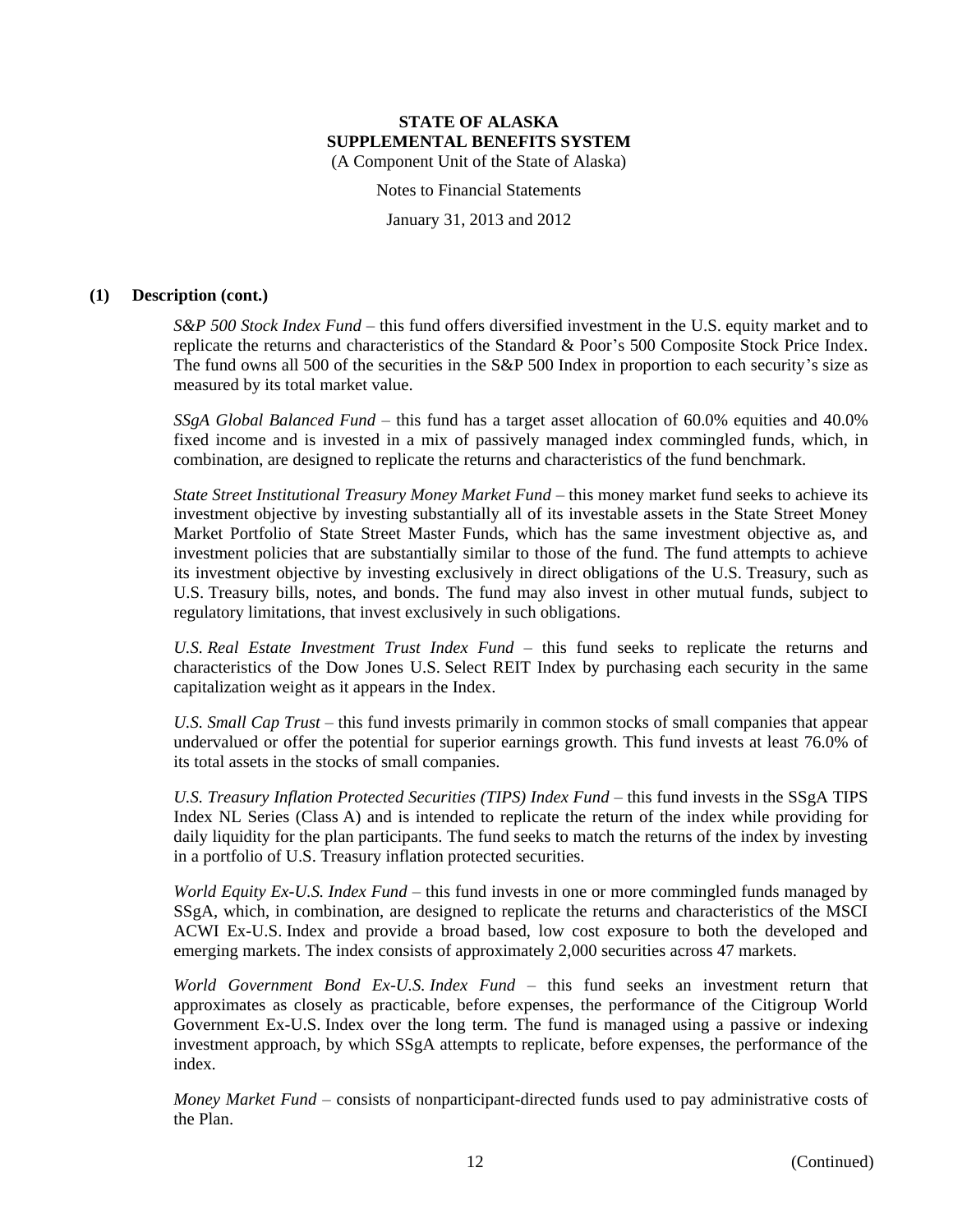## (1) Description (cont.)

*S&P 500 Stock Index Fund* – this fund offers diversified investment in the U.S. equity market and to replicate the returns and characteristics of the Standard & Poor's 500 Composite Stock Price Index. The fund owns all 500 of the securities in the S&P 500 Index in proportion to each security's size as measured by its total market value.

*SSgA Global Balanced Fund* – this fund has a target asset allocation of 60.0% equities and 40.0% fixed income and is invested in a mix of passively managed index commingled funds, which, in combination, are designed to replicate the returns and characteristics of the fund benchmark.

*State Street Institutional Treasury Money Market Fund* – this money market fund seeks to achieve its investment objective by investing substantially all of its investable assets in the State Street Money Market Portfolio of State Street Master Funds, which has the same investment objective as, and investment policies that are substantially similar to those of the fund. The fund attempts to achieve its investment objective by investing exclusively in direct obligations of the U.S. Treasury, such as U.S. Treasury bills, notes, and bonds. The fund may also invest in other mutual funds, subject to regulatory limitations, that invest exclusively in such obligations.

*U.S. Real Estate Investment Trust Index Fund* – this fund seeks to replicate the returns and characteristics of the Dow Jones U.S. Select REIT Index by purchasing each security in the same capitalization weight as it appears in the Index.

*U.S. Small Cap Trust* – this fund invests primarily in common stocks of small companies that appear undervalued or offer the potential for superior earnings growth. This fund invests at least 76.0% of its total assets in the stocks of small companies.

*U.S. Treasury Inflation Protected Securities (TIPS) Index Fund* – this fund invests in the SSgA TIPS Index NL Series (Class A) and is intended to replicate the return of the index while providing for daily liquidity for the plan participants. The fund seeks to match the returns of the index by investing in a portfolio of U.S. Treasury inflation protected securities.

*World Equity Ex-U.S. Index Fund* – this fund invests in one or more commingled funds managed by SSgA, which, in combination, are designed to replicate the returns and characteristics of the MSCI ACWI Ex-U.S. Index and provide a broad based, low cost exposure to both the developed and emerging markets. The index consists of approximately 2,000 securities across 47 markets.

*World Government Bond Ex-U.S. Index Fund* – this fund seeks an investment return that approximates as closely as practicable, before expenses, the performance of the Citigroup World Government Ex-U.S. Index over the long term. The fund is managed using a passive or indexing investment approach, by which SSgA attempts to replicate, before expenses, the performance of the index.

*Money Market Fund* – consists of nonparticipant-directed funds used to pay administrative costs of the Plan.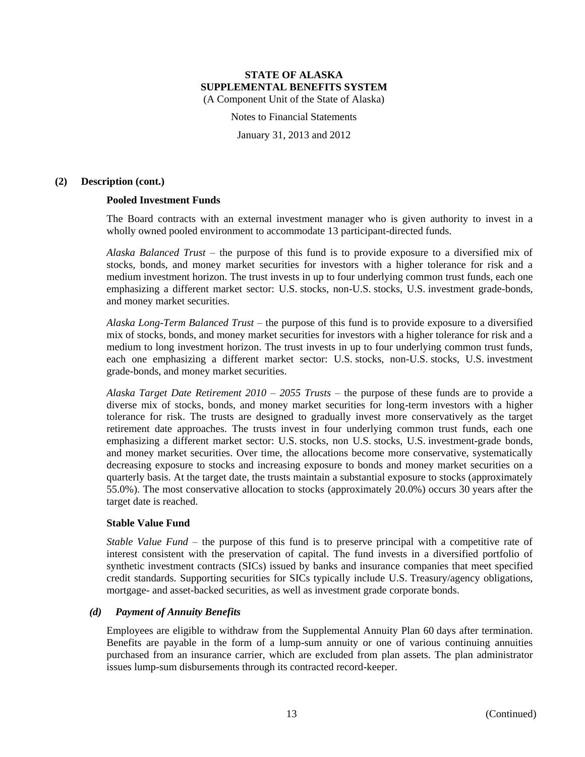### (2) Description (cont.)

**Pooled Investment Funds**

The Board contracts with an external investment manager who is given authority to invest in a wholly owned pooled environment to accommodate 13 participant-directed funds.

*Alaska Balanced Trust* – the purpose of this fund is to provide exposure to a diversified mix of stocks, bonds, and money market securities for investors with a higher tolerance for risk and a medium investment horizon. The trust invests in up to four underlying common trust funds, each one emphasizing a different market sector: U.S. stocks, non-U.S. stocks, U.S. investment grade-bonds, and money market securities.

*Alaska Long-Term Balanced Trust* – the purpose of this fund is to provide exposure to a diversified mix of stocks, bonds, and money market securities for investors with a higher tolerance for risk and a medium to long investment horizon. The trust invests in up to four underlying common trust funds, each one emphasizing a different market sector: U.S. stocks, non-U.S. stocks, U.S. investment grade-bonds, and money market securities.

*Alaska Target Date Retirement 2010 – 2055 Trusts* – the purpose of these funds are to provide a diverse mix of stocks, bonds, and money market securities for long-term investors with a higher tolerance for risk. The trusts are designed to gradually invest more conservatively as the target retirement date approaches. The trusts invest in four underlying common trust funds, each one emphasizing a different market sector: U.S. stocks, non U.S. stocks, U.S. investment-grade bonds, and money market securities. Over time, the allocations become more conservative, systematically decreasing exposure to stocks and increasing exposure to bonds and money market securities on a quarterly basis. At the target date, the trusts maintain a substantial exposure to stocks (approximately 55.0%). The most conservative allocation to stocks (approximately 20.0%) occurs 30 years after the target date is reached.

**Stable Value Fund**

*Stable Value Fund* – the purpose of this fund is to preserve principal with a competitive rate of interest consistent with the preservation of capital. The fund invests in a diversified portfolio of synthetic investment contracts (SICs) issued by banks and insurance companies that meet specified credit standards. Supporting securities for SICs typically include U.S. Treasury/agency obligations, mortgage- and asset-backed securities, as well as investment grade corporate bonds.

#### *(d) Payment of Annuity Benefits*

Employees are eligible to withdraw from the Supplemental Annuity Plan 60 days after termination. Benefits are payable in the form of a lump-sum annuity or one of various continuing annuities purchased from an insurance carrier, which are excluded from plan assets. The plan administrator issues lump-sum disbursements through its contracted record-keeper.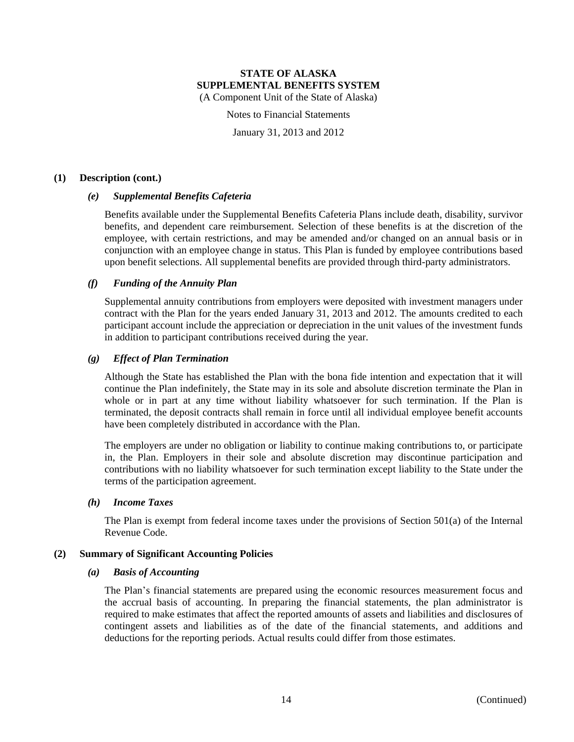# STATE OF ALASKA
# SUPPLEMENTAL BENEFITS SYSTEM

(A Component Unit of the State of Alaska)

Notes to Financial Statements

January 31, 2013 and 2012

## (1) Description (cont.)

### *(e) Supplemental Benefits Cafeteria*

Benefits available under the Supplemental Benefits Cafeteria Plans include death, disability, survivor benefits, and dependent care reimbursement. Selection of these benefits is at the discretion of the employee, with certain restrictions, and may be amended and/or changed on an annual basis or in conjunction with an employee change in status. This Plan is funded by employee contributions based upon benefit selections. All supplemental benefits are provided through third-party administrators.

### *(f) Funding of the Annuity Plan*

Supplemental annuity contributions from employers were deposited with investment managers under contract with the Plan for the years ended January 31, 2013 and 2012. The amounts credited to each participant account include the appreciation or depreciation in the unit values of the investment funds in addition to participant contributions received during the year.

### *(g) Effect of Plan Termination*

Although the State has established the Plan with the bona fide intention and expectation that it will continue the Plan indefinitely, the State may in its sole and absolute discretion terminate the Plan in whole or in part at any time without liability whatsoever for such termination. If the Plan is terminated, the deposit contracts shall remain in force until all individual employee benefit accounts have been completely distributed in accordance with the Plan.

The employers are under no obligation or liability to continue making contributions to, or participate in, the Plan. Employers in their sole and absolute discretion may discontinue participation and contributions with no liability whatsoever for such termination except liability to the State under the terms of the participation agreement.

### *(h) Income Taxes*

The Plan is exempt from federal income taxes under the provisions of Section 501(a) of the Internal Revenue Code.

## (2) Summary of Significant Accounting Policies

### *(a) Basis of Accounting*

The Plan's financial statements are prepared using the economic resources measurement focus and the accrual basis of accounting. In preparing the financial statements, the plan administrator is required to make estimates that affect the reported amounts of assets and liabilities and disclosures of contingent assets and liabilities as of the date of the financial statements, and additions and deductions for the reporting periods. Actual results could differ from those estimates.

(Continued)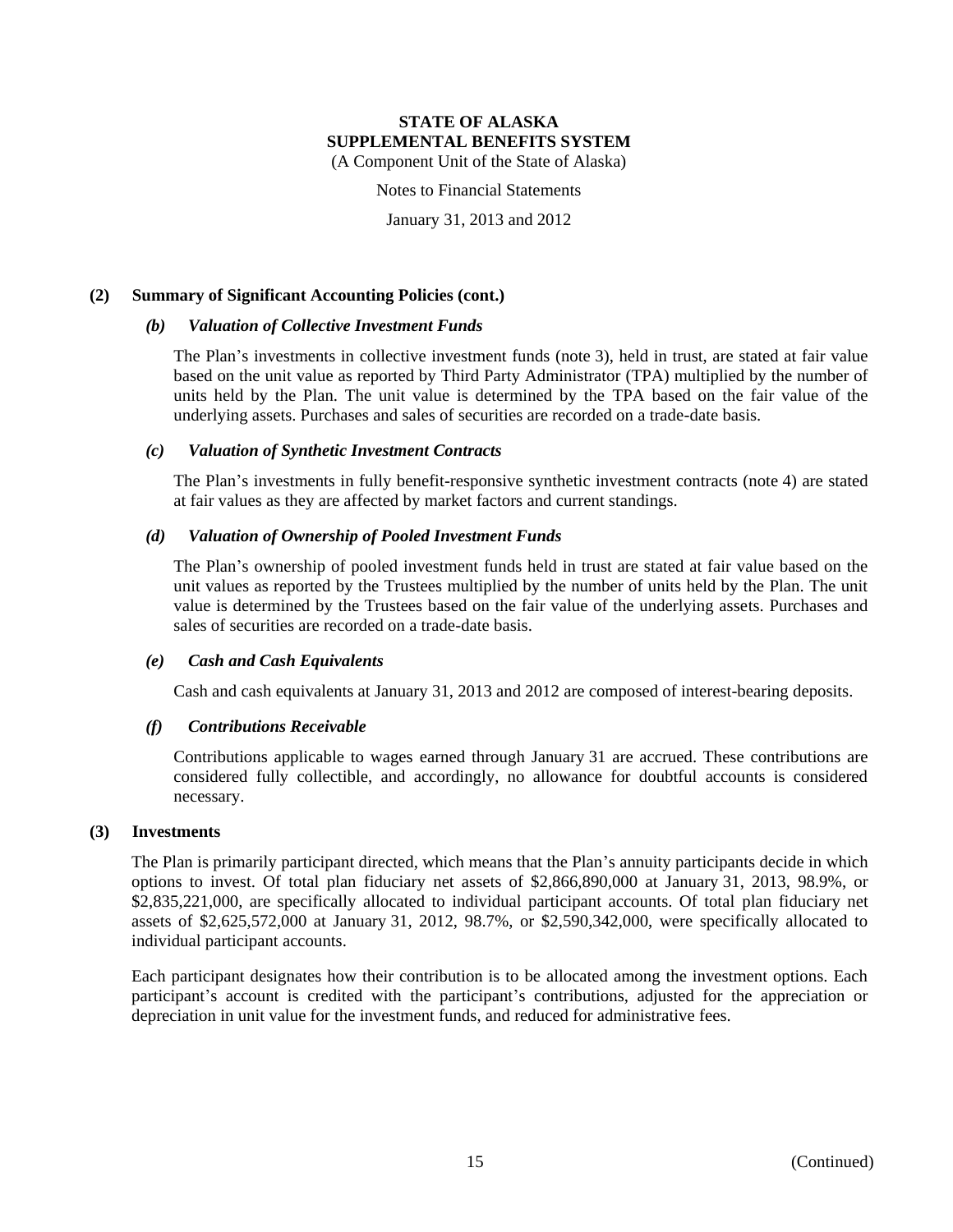# STATE OF ALASKA
# SUPPLEMENTAL BENEFITS SYSTEM
(A Component Unit of the State of Alaska)

Notes to Financial Statements

January 31, 2013 and 2012

## (2) Summary of Significant Accounting Policies (cont.)

### *(b) Valuation of Collective Investment Funds*

The Plan's investments in collective investment funds (note 3), held in trust, are stated at fair value based on the unit value as reported by Third Party Administrator (TPA) multiplied by the number of units held by the Plan. The unit value is determined by the TPA based on the fair value of the underlying assets. Purchases and sales of securities are recorded on a trade-date basis.

### *(c) Valuation of Synthetic Investment Contracts*

The Plan's investments in fully benefit-responsive synthetic investment contracts (note 4) are stated at fair values as they are affected by market factors and current standings.

### *(d) Valuation of Ownership of Pooled Investment Funds*

The Plan's ownership of pooled investment funds held in trust are stated at fair value based on the unit values as reported by the Trustees multiplied by the number of units held by the Plan. The unit value is determined by the Trustees based on the fair value of the underlying assets. Purchases and sales of securities are recorded on a trade-date basis.

### *(e) Cash and Cash Equivalents*

Cash and cash equivalents at January 31, 2013 and 2012 are composed of interest-bearing deposits.

### *(f) Contributions Receivable*

Contributions applicable to wages earned through January 31 are accrued. These contributions are considered fully collectible, and accordingly, no allowance for doubtful accounts is considered necessary.

## (3) Investments

The Plan is primarily participant directed, which means that the Plan's annuity participants decide in which options to invest. Of total plan fiduciary net assets of $2,866,890,000 at January 31, 2013, 98.9%, or $2,835,221,000, are specifically allocated to individual participant accounts. Of total plan fiduciary net assets of $2,625,572,000 at January 31, 2012, 98.7%, or $2,590,342,000, were specifically allocated to individual participant accounts.

Each participant designates how their contribution is to be allocated among the investment options. Each participant's account is credited with the participant's contributions, adjusted for the appreciation or depreciation in unit value for the investment funds, and reduced for administrative fees.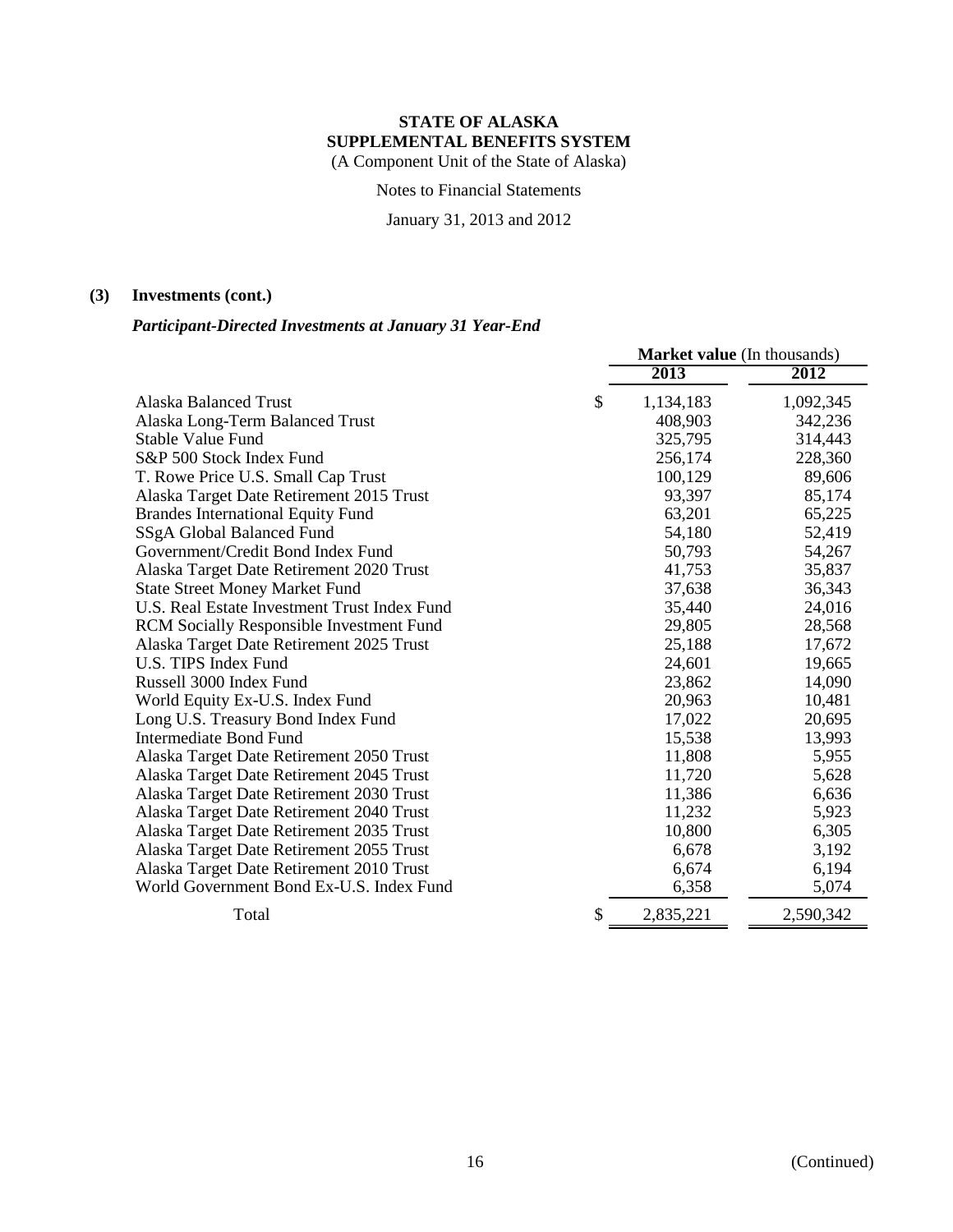**STATE OF ALASKA**
**SUPPLEMENTAL BENEFITS SYSTEM**
(A Component Unit of the State of Alaska)

Notes to Financial Statements

January 31, 2013 and 2012

## (3) Investments (cont.)

### *Participant-Directed Investments at January 31 Year-End*

| | **Market value** (In thousands) | |
|---|---|---|
| | **2013** | **2012** |
| Alaska Balanced Trust | $ 1,134,183 | 1,092,345 |
| Alaska Long-Term Balanced Trust | 408,903 | 342,236 |
| Stable Value Fund | 325,795 | 314,443 |
| S&P 500 Stock Index Fund | 256,174 | 228,360 |
| T. Rowe Price U.S. Small Cap Trust | 100,129 | 89,606 |
| Alaska Target Date Retirement 2015 Trust | 93,397 | 85,174 |
| Brandes International Equity Fund | 63,201 | 65,225 |
| SSgA Global Balanced Fund | 54,180 | 52,419 |
| Government/Credit Bond Index Fund | 50,793 | 54,267 |
| Alaska Target Date Retirement 2020 Trust | 41,753 | 35,837 |
| State Street Money Market Fund | 37,638 | 36,343 |
| U.S. Real Estate Investment Trust Index Fund | 35,440 | 24,016 |
| RCM Socially Responsible Investment Fund | 29,805 | 28,568 |
| Alaska Target Date Retirement 2025 Trust | 25,188 | 17,672 |
| U.S. TIPS Index Fund | 24,601 | 19,665 |
| Russell 3000 Index Fund | 23,862 | 14,090 |
| World Equity Ex-U.S. Index Fund | 20,963 | 10,481 |
| Long U.S. Treasury Bond Index Fund | 17,022 | 20,695 |
| Intermediate Bond Fund | 15,538 | 13,993 |
| Alaska Target Date Retirement 2050 Trust | 11,808 | 5,955 |
| Alaska Target Date Retirement 2045 Trust | 11,720 | 5,628 |
| Alaska Target Date Retirement 2030 Trust | 11,386 | 6,636 |
| Alaska Target Date Retirement 2040 Trust | 11,232 | 5,923 |
| Alaska Target Date Retirement 2035 Trust | 10,800 | 6,305 |
| Alaska Target Date Retirement 2055 Trust | 6,678 | 3,192 |
| Alaska Target Date Retirement 2010 Trust | 6,674 | 6,194 |
| World Government Bond Ex-U.S. Index Fund | 6,358 | 5,074 |
| Total | $ 2,835,221 | 2,590,342 |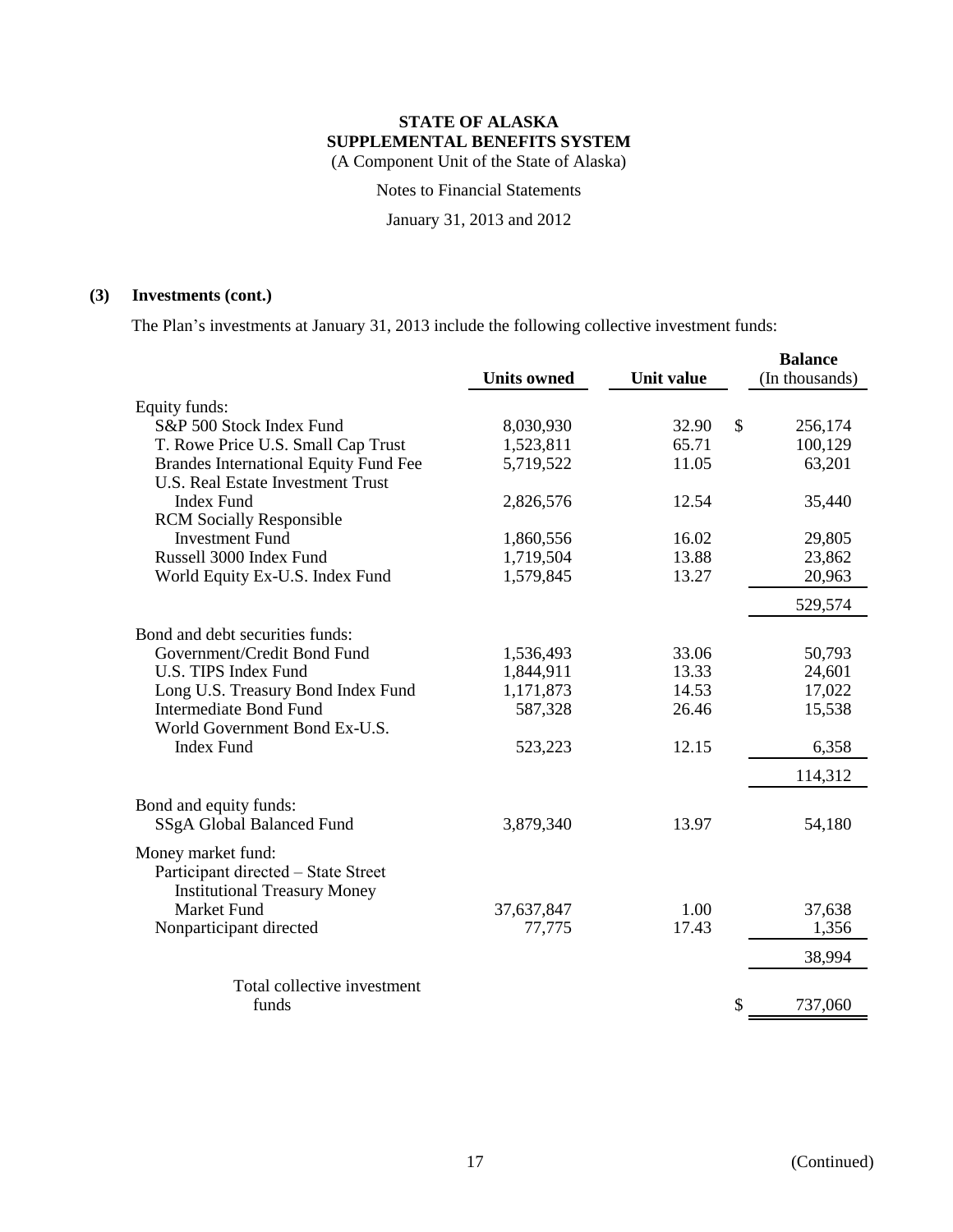**STATE OF ALASKA**
**SUPPLEMENTAL BENEFITS SYSTEM**
(A Component Unit of the State of Alaska)

Notes to Financial Statements

January 31, 2013 and 2012

## (3) Investments (cont.)

The Plan's investments at January 31, 2013 include the following collective investment funds:

| | Units owned | Unit value | Balance (In thousands) |
|---|---|---|---|
| Equity funds: | | | |
| S&P 500 Stock Index Fund | 8,030,930 | 32.90 | $ 256,174 |
| T. Rowe Price U.S. Small Cap Trust | 1,523,811 | 65.71 | 100,129 |
| Brandes International Equity Fund Fee | 5,719,522 | 11.05 | 63,201 |
| U.S. Real Estate Investment Trust Index Fund | 2,826,576 | 12.54 | 35,440 |
| RCM Socially Responsible Investment Fund | 1,860,556 | 16.02 | 29,805 |
| Russell 3000 Index Fund | 1,719,504 | 13.88 | 23,862 |
| World Equity Ex-U.S. Index Fund | 1,579,845 | 13.27 | 20,963 |
| | | | 529,574 |
| Bond and debt securities funds: | | | |
| Government/Credit Bond Fund | 1,536,493 | 33.06 | 50,793 |
| U.S. TIPS Index Fund | 1,844,911 | 13.33 | 24,601 |
| Long U.S. Treasury Bond Index Fund | 1,171,873 | 14.53 | 17,022 |
| Intermediate Bond Fund | 587,328 | 26.46 | 15,538 |
| World Government Bond Ex-U.S. Index Fund | 523,223 | 12.15 | 6,358 |
| | | | 114,312 |
| Bond and equity funds: | | | |
| SSgA Global Balanced Fund | 3,879,340 | 13.97 | 54,180 |
| Money market fund: | | | |
| Participant directed – State Street Institutional Treasury Money Market Fund | 37,637,847 | 1.00 | 37,638 |
| Nonparticipant directed | 77,775 | 17.43 | 1,356 |
| | | | 38,994 |
| Total collective investment funds | | | $ 737,060 |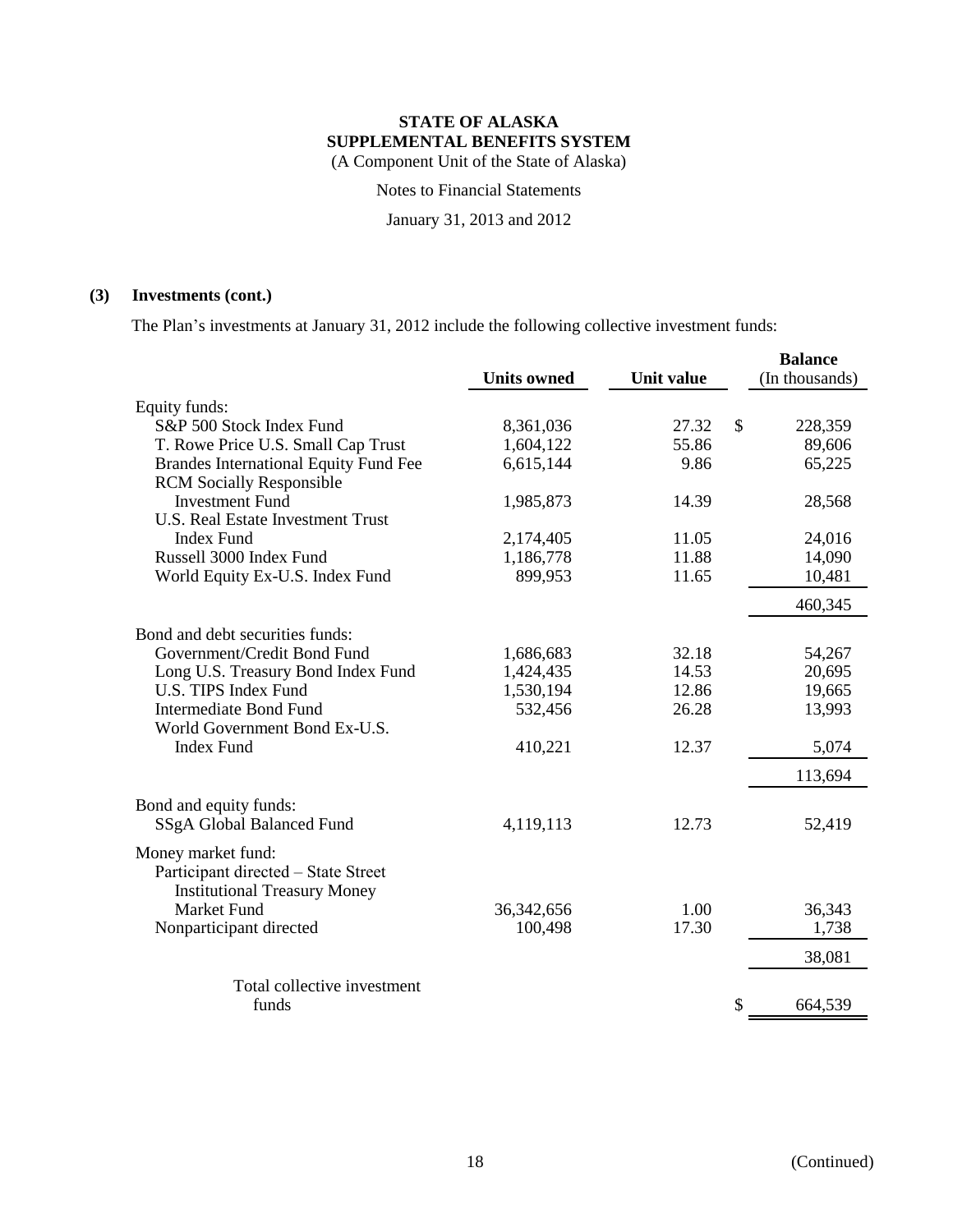**STATE OF ALASKA**
**SUPPLEMENTAL BENEFITS SYSTEM**
(A Component Unit of the State of Alaska)

Notes to Financial Statements

January 31, 2013 and 2012

**(3) Investments (cont.)**

The Plan's investments at January 31, 2012 include the following collective investment funds:

| | Units owned | Unit value | Balance (In thousands) |
|---|---|---|---|
| Equity funds: | | | |
| S&P 500 Stock Index Fund | 8,361,036 | 27.32 | $ 228,359 |
| T. Rowe Price U.S. Small Cap Trust | 1,604,122 | 55.86 | 89,606 |
| Brandes International Equity Fund Fee | 6,615,144 | 9.86 | 65,225 |
| RCM Socially Responsible Investment Fund | 1,985,873 | 14.39 | 28,568 |
| U.S. Real Estate Investment Trust Index Fund | 2,174,405 | 11.05 | 24,016 |
| Russell 3000 Index Fund | 1,186,778 | 11.88 | 14,090 |
| World Equity Ex-U.S. Index Fund | 899,953 | 11.65 | 10,481 |
| | | | 460,345 |
| Bond and debt securities funds: | | | |
| Government/Credit Bond Fund | 1,686,683 | 32.18 | 54,267 |
| Long U.S. Treasury Bond Index Fund | 1,424,435 | 14.53 | 20,695 |
| U.S. TIPS Index Fund | 1,530,194 | 12.86 | 19,665 |
| Intermediate Bond Fund | 532,456 | 26.28 | 13,993 |
| World Government Bond Ex-U.S. Index Fund | 410,221 | 12.37 | 5,074 |
| | | | 113,694 |
| Bond and equity funds: | | | |
| SSgA Global Balanced Fund | 4,119,113 | 12.73 | 52,419 |
| Money market fund: | | | |
| Participant directed – State Street Institutional Treasury Money Market Fund | 36,342,656 | 1.00 | 36,343 |
| Nonparticipant directed | 100,498 | 17.30 | 1,738 |
| | | | 38,081 |
| Total collective investment funds | | | $ 664,539 |

(Continued)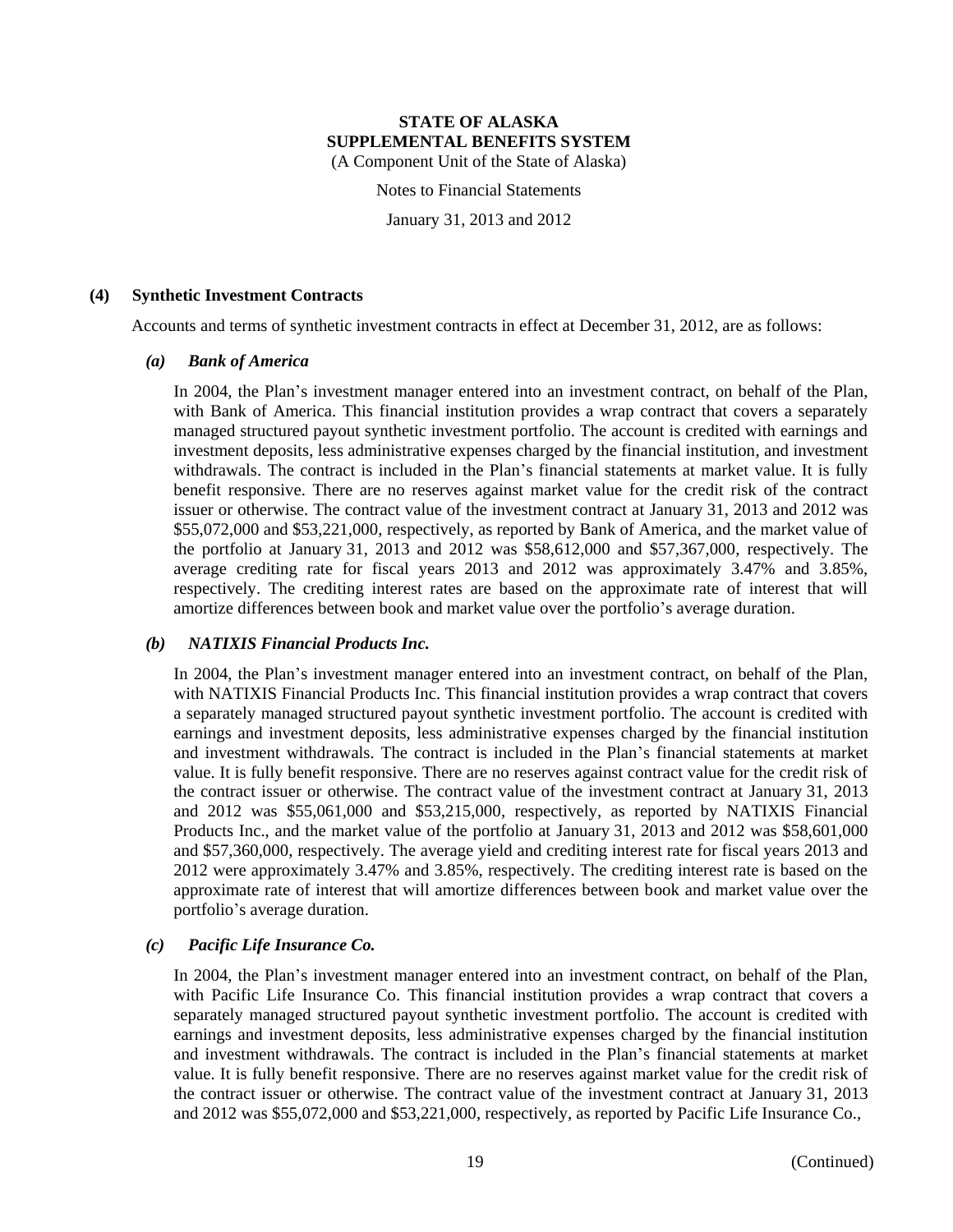**STATE OF ALASKA**
**SUPPLEMENTAL BENEFITS SYSTEM**
(A Component Unit of the State of Alaska)

Notes to Financial Statements

January 31, 2013 and 2012

## (4) Synthetic Investment Contracts

Accounts and terms of synthetic investment contracts in effect at December 31, 2012, are as follows:

### *(a) Bank of America*

In 2004, the Plan's investment manager entered into an investment contract, on behalf of the Plan, with Bank of America. This financial institution provides a wrap contract that covers a separately managed structured payout synthetic investment portfolio. The account is credited with earnings and investment deposits, less administrative expenses charged by the financial institution, and investment withdrawals. The contract is included in the Plan's financial statements at market value. It is fully benefit responsive. There are no reserves against market value for the credit risk of the contract issuer or otherwise. The contract value of the investment contract at January 31, 2013 and 2012 was $55,072,000 and $53,221,000, respectively, as reported by Bank of America, and the market value of the portfolio at January 31, 2013 and 2012 was $58,612,000 and $57,367,000, respectively. The average crediting rate for fiscal years 2013 and 2012 was approximately 3.47% and 3.85%, respectively. The crediting interest rates are based on the approximate rate of interest that will amortize differences between book and market value over the portfolio's average duration.

### *(b) NATIXIS Financial Products Inc.*

In 2004, the Plan's investment manager entered into an investment contract, on behalf of the Plan, with NATIXIS Financial Products Inc. This financial institution provides a wrap contract that covers a separately managed structured payout synthetic investment portfolio. The account is credited with earnings and investment deposits, less administrative expenses charged by the financial institution and investment withdrawals. The contract is included in the Plan's financial statements at market value. It is fully benefit responsive. There are no reserves against contract value for the credit risk of the contract issuer or otherwise. The contract value of the investment contract at January 31, 2013 and 2012 was $55,061,000 and $53,215,000, respectively, as reported by NATIXIS Financial Products Inc., and the market value of the portfolio at January 31, 2013 and 2012 was $58,601,000 and $57,360,000, respectively. The average yield and crediting interest rate for fiscal years 2013 and 2012 were approximately 3.47% and 3.85%, respectively. The crediting interest rate is based on the approximate rate of interest that will amortize differences between book and market value over the portfolio's average duration.

### *(c) Pacific Life Insurance Co.*

In 2004, the Plan's investment manager entered into an investment contract, on behalf of the Plan, with Pacific Life Insurance Co. This financial institution provides a wrap contract that covers a separately managed structured payout synthetic investment portfolio. The account is credited with earnings and investment deposits, less administrative expenses charged by the financial institution and investment withdrawals. The contract is included in the Plan's financial statements at market value. It is fully benefit responsive. There are no reserves against market value for the credit risk of the contract issuer or otherwise. The contract value of the investment contract at January 31, 2013 and 2012 was $55,072,000 and $53,221,000, respectively, as reported by Pacific Life Insurance Co.,

(Continued)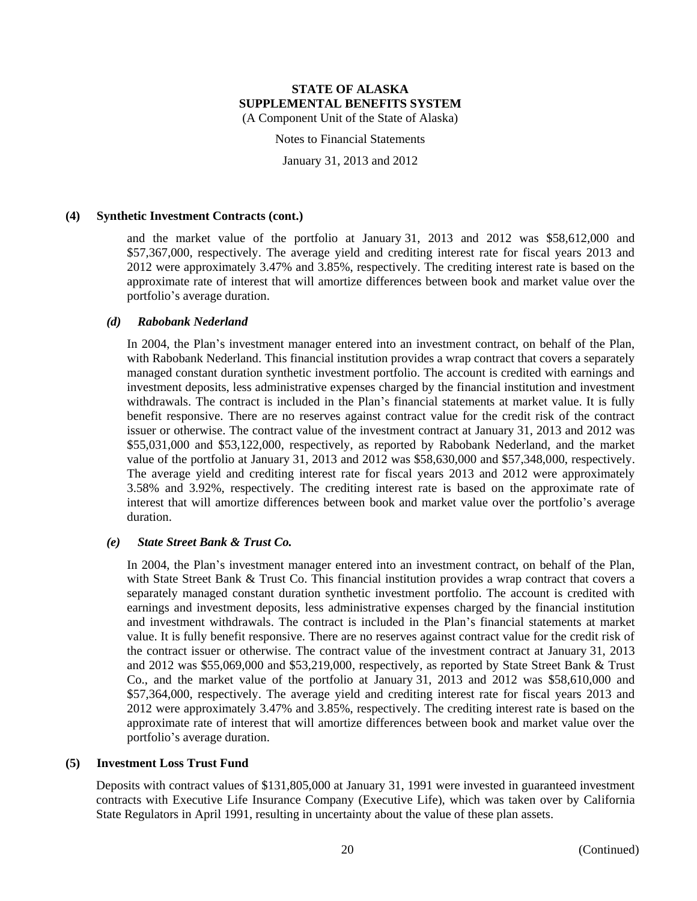### (4) Synthetic Investment Contracts (cont.)

and the market value of the portfolio at January 31, 2013 and 2012 was $58,612,000 and $57,367,000, respectively. The average yield and crediting interest rate for fiscal years 2013 and 2012 were approximately 3.47% and 3.85%, respectively. The crediting interest rate is based on the approximate rate of interest that will amortize differences between book and market value over the portfolio's average duration.

#### *(d) Rabobank Nederland*

In 2004, the Plan's investment manager entered into an investment contract, on behalf of the Plan, with Rabobank Nederland. This financial institution provides a wrap contract that covers a separately managed constant duration synthetic investment portfolio. The account is credited with earnings and investment deposits, less administrative expenses charged by the financial institution and investment withdrawals. The contract is included in the Plan's financial statements at market value. It is fully benefit responsive. There are no reserves against contract value for the credit risk of the contract issuer or otherwise. The contract value of the investment contract at January 31, 2013 and 2012 was $55,031,000 and $53,122,000, respectively, as reported by Rabobank Nederland, and the market value of the portfolio at January 31, 2013 and 2012 was $58,630,000 and $57,348,000, respectively. The average yield and crediting interest rate for fiscal years 2013 and 2012 were approximately 3.58% and 3.92%, respectively. The crediting interest rate is based on the approximate rate of interest that will amortize differences between book and market value over the portfolio's average duration.

#### *(e) State Street Bank & Trust Co.*

In 2004, the Plan's investment manager entered into an investment contract, on behalf of the Plan, with State Street Bank & Trust Co. This financial institution provides a wrap contract that covers a separately managed constant duration synthetic investment portfolio. The account is credited with earnings and investment deposits, less administrative expenses charged by the financial institution and investment withdrawals. The contract is included in the Plan's financial statements at market value. It is fully benefit responsive. There are no reserves against contract value for the credit risk of the contract issuer or otherwise. The contract value of the investment contract at January 31, 2013 and 2012 was $55,069,000 and $53,219,000, respectively, as reported by State Street Bank & Trust Co., and the market value of the portfolio at January 31, 2013 and 2012 was $58,610,000 and $57,364,000, respectively. The average yield and crediting interest rate for fiscal years 2013 and 2012 were approximately 3.47% and 3.85%, respectively. The crediting interest rate is based on the approximate rate of interest that will amortize differences between book and market value over the portfolio's average duration.

### (5) Investment Loss Trust Fund

Deposits with contract values of $131,805,000 at January 31, 1991 were invested in guaranteed investment contracts with Executive Life Insurance Company (Executive Life), which was taken over by California State Regulators in April 1991, resulting in uncertainty about the value of these plan assets.

(Continued)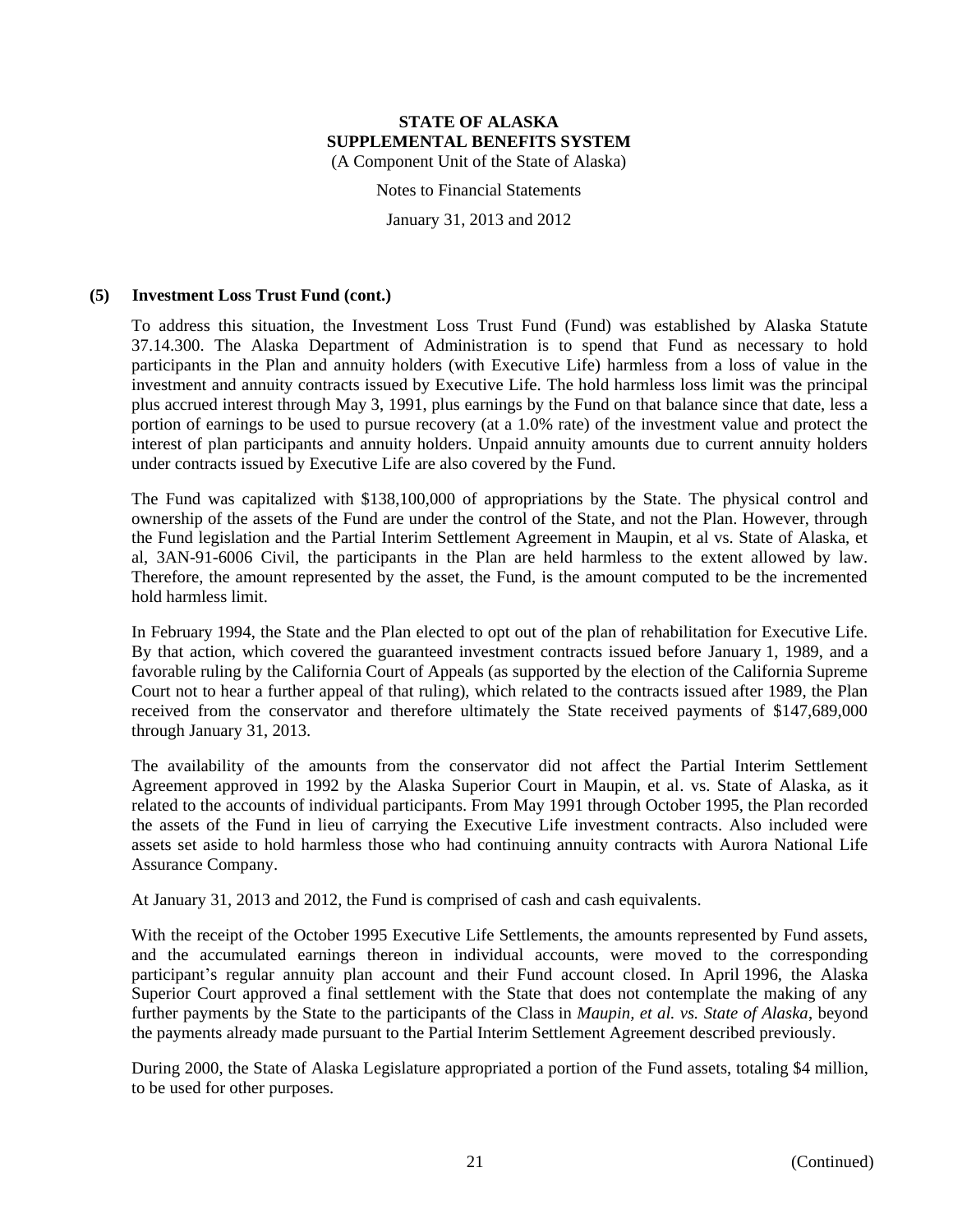### (5) Investment Loss Trust Fund (cont.)

To address this situation, the Investment Loss Trust Fund (Fund) was established by Alaska Statute 37.14.300. The Alaska Department of Administration is to spend that Fund as necessary to hold participants in the Plan and annuity holders (with Executive Life) harmless from a loss of value in the investment and annuity contracts issued by Executive Life. The hold harmless loss limit was the principal plus accrued interest through May 3, 1991, plus earnings by the Fund on that balance since that date, less a portion of earnings to be used to pursue recovery (at a 1.0% rate) of the investment value and protect the interest of plan participants and annuity holders. Unpaid annuity amounts due to current annuity holders under contracts issued by Executive Life are also covered by the Fund.

The Fund was capitalized with $138,100,000 of appropriations by the State. The physical control and ownership of the assets of the Fund are under the control of the State, and not the Plan. However, through the Fund legislation and the Partial Interim Settlement Agreement in Maupin, et al vs. State of Alaska, et al, 3AN-91-6006 Civil, the participants in the Plan are held harmless to the extent allowed by law. Therefore, the amount represented by the asset, the Fund, is the amount computed to be the incremented hold harmless limit.

In February 1994, the State and the Plan elected to opt out of the plan of rehabilitation for Executive Life. By that action, which covered the guaranteed investment contracts issued before January 1, 1989, and a favorable ruling by the California Court of Appeals (as supported by the election of the California Supreme Court not to hear a further appeal of that ruling), which related to the contracts issued after 1989, the Plan received from the conservator and therefore ultimately the State received payments of $147,689,000 through January 31, 2013.

The availability of the amounts from the conservator did not affect the Partial Interim Settlement Agreement approved in 1992 by the Alaska Superior Court in Maupin, et al. vs. State of Alaska, as it related to the accounts of individual participants. From May 1991 through October 1995, the Plan recorded the assets of the Fund in lieu of carrying the Executive Life investment contracts. Also included were assets set aside to hold harmless those who had continuing annuity contracts with Aurora National Life Assurance Company.

At January 31, 2013 and 2012, the Fund is comprised of cash and cash equivalents.

With the receipt of the October 1995 Executive Life Settlements, the amounts represented by Fund assets, and the accumulated earnings thereon in individual accounts, were moved to the corresponding participant's regular annuity plan account and their Fund account closed. In April 1996, the Alaska Superior Court approved a final settlement with the State that does not contemplate the making of any further payments by the State to the participants of the Class in *Maupin, et al. vs. State of Alaska*, beyond the payments already made pursuant to the Partial Interim Settlement Agreement described previously.

During 2000, the State of Alaska Legislature appropriated a portion of the Fund assets, totaling $4 million, to be used for other purposes.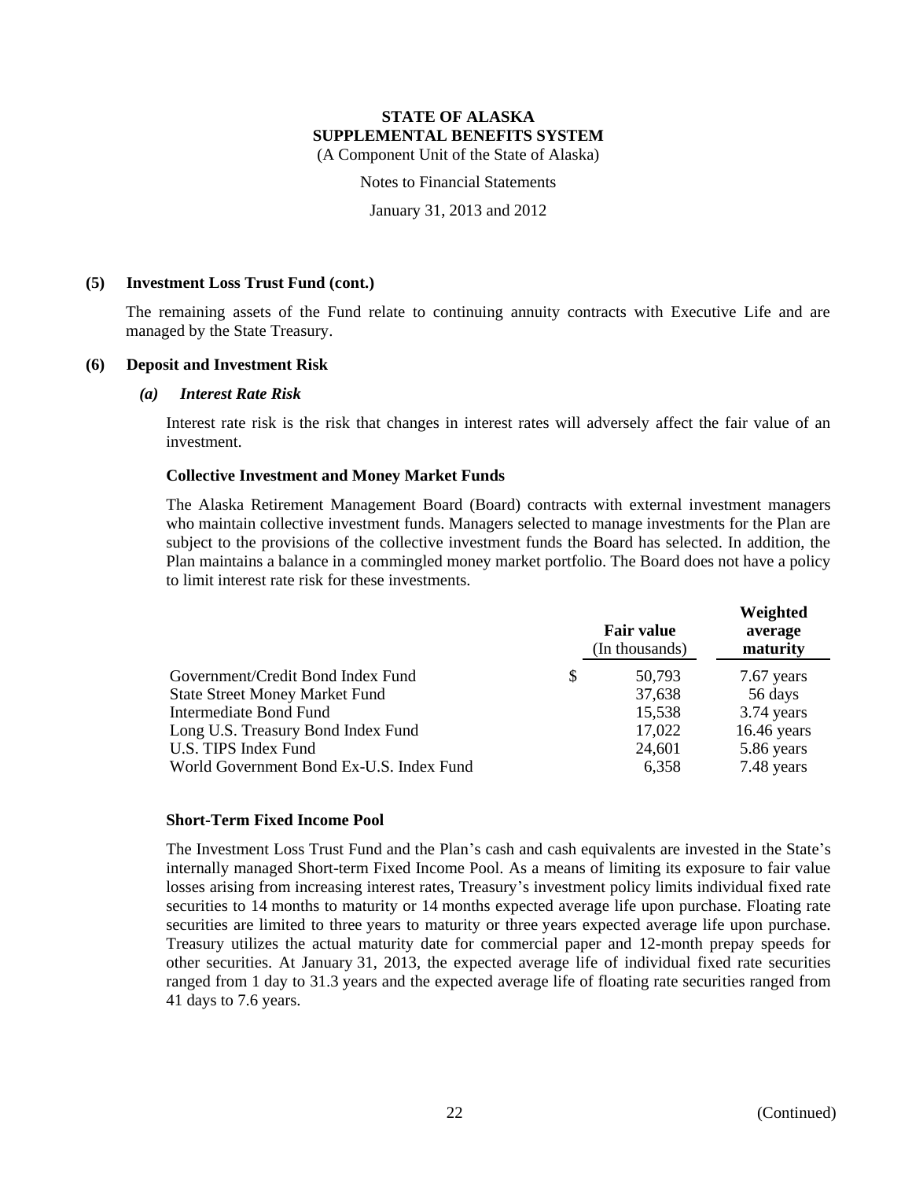## (5) Investment Loss Trust Fund (cont.)

The remaining assets of the Fund relate to continuing annuity contracts with Executive Life and are managed by the State Treasury.

## (6) Deposit and Investment Risk

### *(a) Interest Rate Risk*

Interest rate risk is the risk that changes in interest rates will adversely affect the fair value of an investment.

**Collective Investment and Money Market Funds**

The Alaska Retirement Management Board (Board) contracts with external investment managers who maintain collective investment funds. Managers selected to manage investments for the Plan are subject to the provisions of the collective investment funds the Board has selected. In addition, the Plan maintains a balance in a commingled money market portfolio. The Board does not have a policy to limit interest rate risk for these investments.

| | Fair value (In thousands) | Weighted average maturity |
|---|---|---|
| Government/Credit Bond Index Fund | $ 50,793 | 7.67 years |
| State Street Money Market Fund | 37,638 | 56 days |
| Intermediate Bond Fund | 15,538 | 3.74 years |
| Long U.S. Treasury Bond Index Fund | 17,022 | 16.46 years |
| U.S. TIPS Index Fund | 24,601 | 5.86 years |
| World Government Bond Ex-U.S. Index Fund | 6,358 | 7.48 years |

**Short-Term Fixed Income Pool**

The Investment Loss Trust Fund and the Plan's cash and cash equivalents are invested in the State's internally managed Short-term Fixed Income Pool. As a means of limiting its exposure to fair value losses arising from increasing interest rates, Treasury's investment policy limits individual fixed rate securities to 14 months to maturity or 14 months expected average life upon purchase. Floating rate securities are limited to three years to maturity or three years expected average life upon purchase. Treasury utilizes the actual maturity date for commercial paper and 12-month prepay speeds for other securities. At January 31, 2013, the expected average life of individual fixed rate securities ranged from 1 day to 31.3 years and the expected average life of floating rate securities ranged from 41 days to 7.6 years.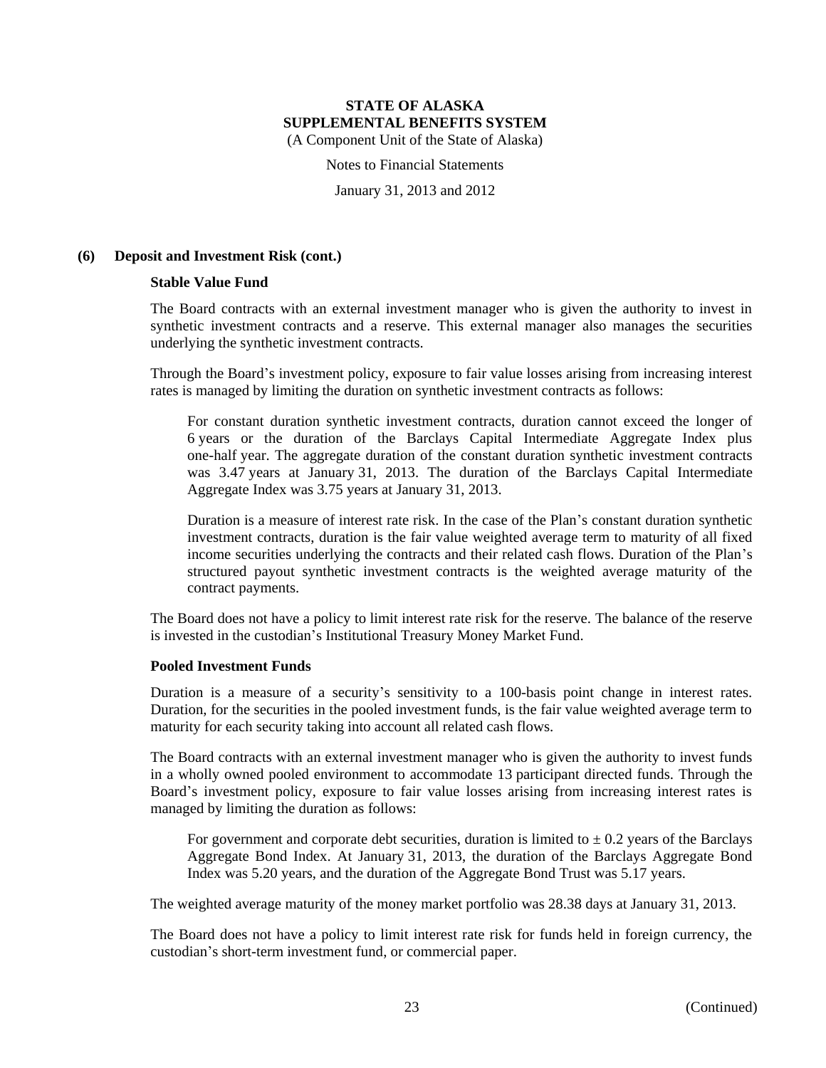## (6) Deposit and Investment Risk (cont.)

### Stable Value Fund

The Board contracts with an external investment manager who is given the authority to invest in synthetic investment contracts and a reserve. This external manager also manages the securities underlying the synthetic investment contracts.

Through the Board's investment policy, exposure to fair value losses arising from increasing interest rates is managed by limiting the duration on synthetic investment contracts as follows:

> For constant duration synthetic investment contracts, duration cannot exceed the longer of 6 years or the duration of the Barclays Capital Intermediate Aggregate Index plus one-half year. The aggregate duration of the constant duration synthetic investment contracts was 3.47 years at January 31, 2013. The duration of the Barclays Capital Intermediate Aggregate Index was 3.75 years at January 31, 2013.
>
> Duration is a measure of interest rate risk. In the case of the Plan's constant duration synthetic investment contracts, duration is the fair value weighted average term to maturity of all fixed income securities underlying the contracts and their related cash flows. Duration of the Plan's structured payout synthetic investment contracts is the weighted average maturity of the contract payments.

The Board does not have a policy to limit interest rate risk for the reserve. The balance of the reserve is invested in the custodian's Institutional Treasury Money Market Fund.

### Pooled Investment Funds

Duration is a measure of a security's sensitivity to a 100-basis point change in interest rates. Duration, for the securities in the pooled investment funds, is the fair value weighted average term to maturity for each security taking into account all related cash flows.

The Board contracts with an external investment manager who is given the authority to invest funds in a wholly owned pooled environment to accommodate 13 participant directed funds. Through the Board's investment policy, exposure to fair value losses arising from increasing interest rates is managed by limiting the duration as follows:

> For government and corporate debt securities, duration is limited to ± 0.2 years of the Barclays Aggregate Bond Index. At January 31, 2013, the duration of the Barclays Aggregate Bond Index was 5.20 years, and the duration of the Aggregate Bond Trust was 5.17 years.

The weighted average maturity of the money market portfolio was 28.38 days at January 31, 2013.

The Board does not have a policy to limit interest rate risk for funds held in foreign currency, the custodian's short-term investment fund, or commercial paper.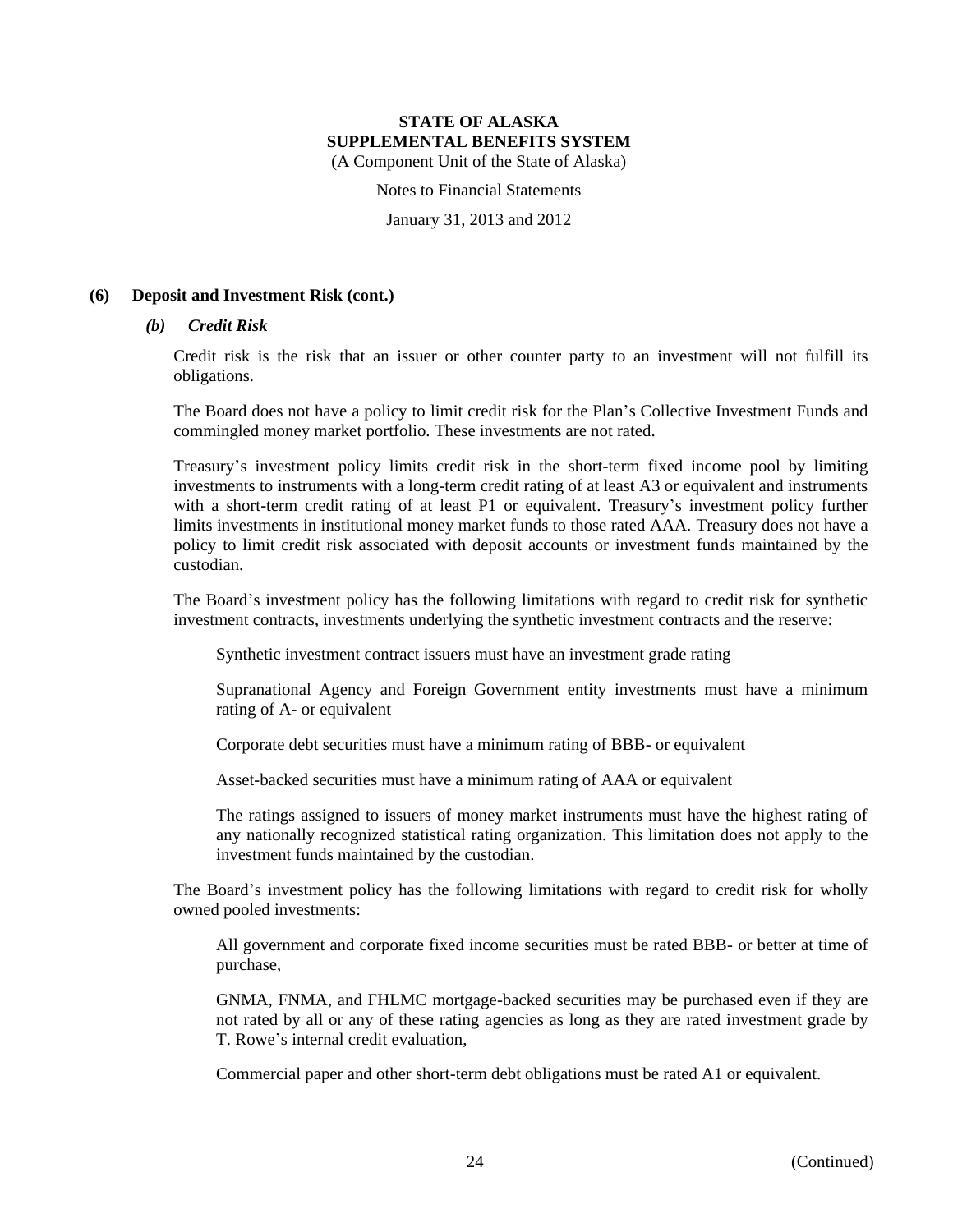## (6) Deposit and Investment Risk (cont.)

### *(b) Credit Risk*

Credit risk is the risk that an issuer or other counter party to an investment will not fulfill its obligations.

The Board does not have a policy to limit credit risk for the Plan's Collective Investment Funds and commingled money market portfolio. These investments are not rated.

Treasury's investment policy limits credit risk in the short-term fixed income pool by limiting investments to instruments with a long-term credit rating of at least A3 or equivalent and instruments with a short-term credit rating of at least P1 or equivalent. Treasury's investment policy further limits investments in institutional money market funds to those rated AAA. Treasury does not have a policy to limit credit risk associated with deposit accounts or investment funds maintained by the custodian.

The Board's investment policy has the following limitations with regard to credit risk for synthetic investment contracts, investments underlying the synthetic investment contracts and the reserve:

Synthetic investment contract issuers must have an investment grade rating

Supranational Agency and Foreign Government entity investments must have a minimum rating of A- or equivalent

Corporate debt securities must have a minimum rating of BBB- or equivalent

Asset-backed securities must have a minimum rating of AAA or equivalent

The ratings assigned to issuers of money market instruments must have the highest rating of any nationally recognized statistical rating organization. This limitation does not apply to the investment funds maintained by the custodian.

The Board's investment policy has the following limitations with regard to credit risk for wholly owned pooled investments:

All government and corporate fixed income securities must be rated BBB- or better at time of purchase,

GNMA, FNMA, and FHLMC mortgage-backed securities may be purchased even if they are not rated by all or any of these rating agencies as long as they are rated investment grade by T. Rowe's internal credit evaluation,

Commercial paper and other short-term debt obligations must be rated A1 or equivalent.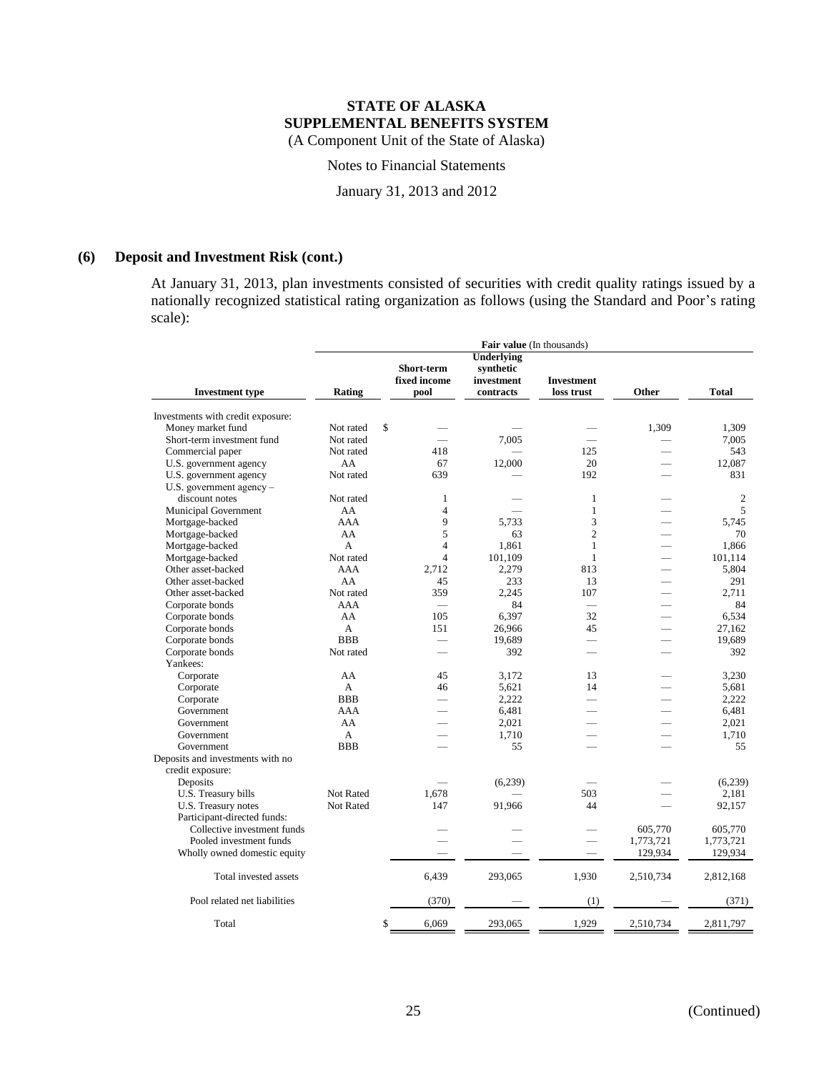**STATE OF ALASKA**
**SUPPLEMENTAL BENEFITS SYSTEM**
(A Component Unit of the State of Alaska)

Notes to Financial Statements

January 31, 2013 and 2012

## (6) Deposit and Investment Risk (cont.)

At January 31, 2013, plan investments consisted of securities with credit quality ratings issued by a nationally recognized statistical rating organization as follows (using the Standard and Poor's rating scale):

| | | Fair value (In thousands) | | | | |
|---|---|---|---|---|---|---|
| **Investment type** | **Rating** | **Short-term fixed income pool** | **Underlying synthetic investment contracts** | **Investment loss trust** | **Other** | **Total** |
| Investments with credit exposure: | | | | | | |
| Money market fund | Not rated | $ — | — | — | 1,309 | 1,309 |
| Short-term investment fund | Not rated | — | 7,005 | — | — | 7,005 |
| Commercial paper | Not rated | 418 | — | 125 | — | 543 |
| U.S. government agency | AA | 67 | 12,000 | 20 | — | 12,087 |
| U.S. government agency | Not rated | 639 | — | 192 | — | 831 |
| U.S. government agency – discount notes | Not rated | 1 | — | 1 | — | 2 |
| Municipal Government | AA | 4 | — | 1 | — | 5 |
| Mortgage-backed | AAA | 9 | 5,733 | 3 | — | 5,745 |
| Mortgage-backed | AA | 5 | 63 | 2 | — | 70 |
| Mortgage-backed | A | 4 | 1,861 | 1 | — | 1,866 |
| Mortgage-backed | Not rated | 4 | 101,109 | 1 | — | 101,114 |
| Other asset-backed | AAA | 2,712 | 2,279 | 813 | — | 5,804 |
| Other asset-backed | AA | 45 | 233 | 13 | — | 291 |
| Other asset-backed | Not rated | 359 | 2,245 | 107 | — | 2,711 |
| Corporate bonds | AAA | — | 84 | — | — | 84 |
| Corporate bonds | AA | 105 | 6,397 | 32 | — | 6,534 |
| Corporate bonds | A | 151 | 26,966 | 45 | — | 27,162 |
| Corporate bonds | BBB | — | 19,689 | — | — | 19,689 |
| Corporate bonds | Not rated | — | 392 | — | — | 392 |
| Yankees: | | | | | | |
| Corporate | AA | 45 | 3,172 | 13 | — | 3,230 |
| Corporate | A | 46 | 5,621 | 14 | — | 5,681 |
| Corporate | BBB | — | 2,222 | — | — | 2,222 |
| Government | AAA | — | 6,481 | — | — | 6,481 |
| Government | AA | — | 2,021 | — | — | 2,021 |
| Government | A | — | 1,710 | — | — | 1,710 |
| Government | BBB | — | 55 | — | — | 55 |
| Deposits and investments with no credit exposure: | | | | | | |
| Deposits | | — | (6,239) | — | — | (6,239) |
| U.S. Treasury bills | Not Rated | 1,678 | — | 503 | — | 2,181 |
| U.S. Treasury notes | Not Rated | 147 | 91,966 | 44 | — | 92,157 |
| Participant-directed funds: | | | | | | |
| Collective investment funds | | — | — | — | 605,770 | 605,770 |
| Pooled investment funds | | — | — | — | 1,773,721 | 1,773,721 |
| Wholly owned domestic equity | | — | — | — | 129,934 | 129,934 |
| Total invested assets | | 6,439 | 293,065 | 1,930 | 2,510,734 | 2,812,168 |
| Pool related net liabilities | | (370) | — | (1) | — | (371) |
| Total | | $ 6,069 | 293,065 | 1,929 | 2,510,734 | 2,811,797 |

(Continued)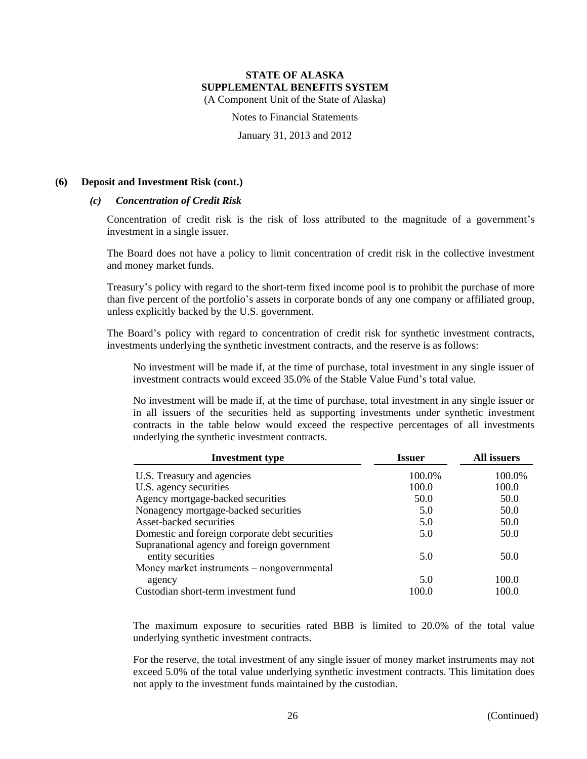# STATE OF ALASKA
# SUPPLEMENTAL BENEFITS SYSTEM

(A Component Unit of the State of Alaska)

Notes to Financial Statements

January 31, 2013 and 2012

## (6) Deposit and Investment Risk (cont.)

### *(c) Concentration of Credit Risk*

Concentration of credit risk is the risk of loss attributed to the magnitude of a government's investment in a single issuer.

The Board does not have a policy to limit concentration of credit risk in the collective investment and money market funds.

Treasury's policy with regard to the short-term fixed income pool is to prohibit the purchase of more than five percent of the portfolio's assets in corporate bonds of any one company or affiliated group, unless explicitly backed by the U.S. government.

The Board's policy with regard to concentration of credit risk for synthetic investment contracts, investments underlying the synthetic investment contracts, and the reserve is as follows:

No investment will be made if, at the time of purchase, total investment in any single issuer of investment contracts would exceed 35.0% of the Stable Value Fund's total value.

No investment will be made if, at the time of purchase, total investment in any single issuer or in all issuers of the securities held as supporting investments under synthetic investment contracts in the table below would exceed the respective percentages of all investments underlying the synthetic investment contracts.

| Investment type | Issuer | All issuers |
|---|---|---|
| U.S. Treasury and agencies | 100.0% | 100.0% |
| U.S. agency securities | 100.0 | 100.0 |
| Agency mortgage-backed securities | 50.0 | 50.0 |
| Nonagency mortgage-backed securities | 5.0 | 50.0 |
| Asset-backed securities | 5.0 | 50.0 |
| Domestic and foreign corporate debt securities | 5.0 | 50.0 |
| Supranational agency and foreign government entity securities | 5.0 | 50.0 |
| Money market instruments – nongovernmental agency | 5.0 | 100.0 |
| Custodian short-term investment fund | 100.0 | 100.0 |

The maximum exposure to securities rated BBB is limited to 20.0% of the total value underlying synthetic investment contracts.

For the reserve, the total investment of any single issuer of money market instruments may not exceed 5.0% of the total value underlying synthetic investment contracts. This limitation does not apply to the investment funds maintained by the custodian.

(Continued)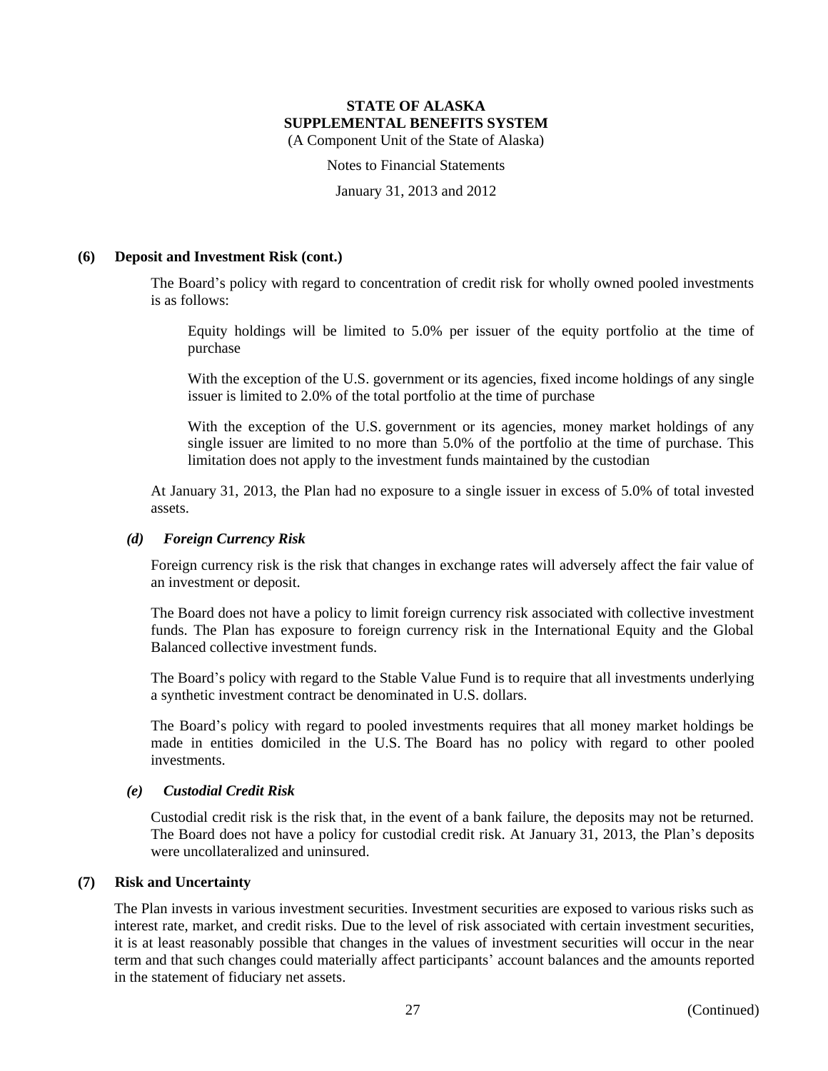### (6) Deposit and Investment Risk (cont.)

The Board's policy with regard to concentration of credit risk for wholly owned pooled investments is as follows:

Equity holdings will be limited to 5.0% per issuer of the equity portfolio at the time of purchase

With the exception of the U.S. government or its agencies, fixed income holdings of any single issuer is limited to 2.0% of the total portfolio at the time of purchase

With the exception of the U.S. government or its agencies, money market holdings of any single issuer are limited to no more than 5.0% of the portfolio at the time of purchase. This limitation does not apply to the investment funds maintained by the custodian

At January 31, 2013, the Plan had no exposure to a single issuer in excess of 5.0% of total invested assets.

#### *(d) Foreign Currency Risk*

Foreign currency risk is the risk that changes in exchange rates will adversely affect the fair value of an investment or deposit.

The Board does not have a policy to limit foreign currency risk associated with collective investment funds. The Plan has exposure to foreign currency risk in the International Equity and the Global Balanced collective investment funds.

The Board's policy with regard to the Stable Value Fund is to require that all investments underlying a synthetic investment contract be denominated in U.S. dollars.

The Board's policy with regard to pooled investments requires that all money market holdings be made in entities domiciled in the U.S. The Board has no policy with regard to other pooled investments.

#### *(e) Custodial Credit Risk*

Custodial credit risk is the risk that, in the event of a bank failure, the deposits may not be returned. The Board does not have a policy for custodial credit risk. At January 31, 2013, the Plan's deposits were uncollateralized and uninsured.

### (7) Risk and Uncertainty

The Plan invests in various investment securities. Investment securities are exposed to various risks such as interest rate, market, and credit risks. Due to the level of risk associated with certain investment securities, it is at least reasonably possible that changes in the values of investment securities will occur in the near term and that such changes could materially affect participants' account balances and the amounts reported in the statement of fiduciary net assets.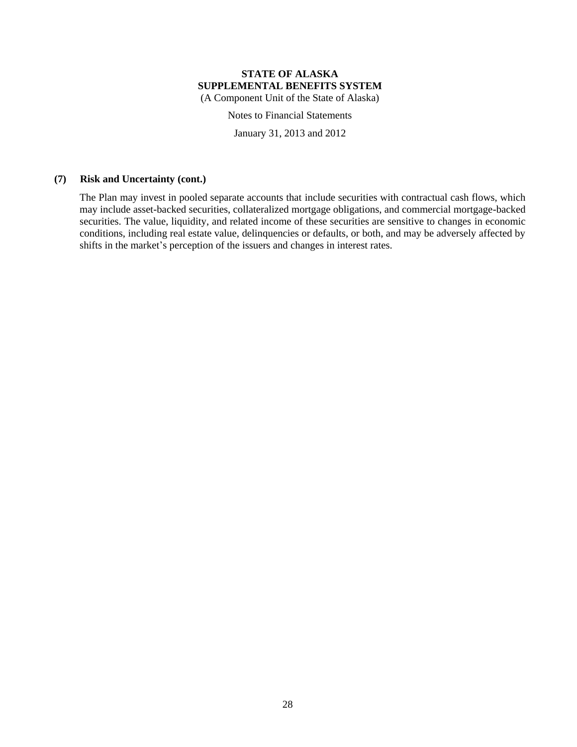### (7) Risk and Uncertainty (cont.)

The Plan may invest in pooled separate accounts that include securities with contractual cash flows, which may include asset-backed securities, collateralized mortgage obligations, and commercial mortgage-backed securities. The value, liquidity, and related income of these securities are sensitive to changes in economic conditions, including real estate value, delinquencies or defaults, or both, and may be adversely affected by shifts in the market's perception of the issuers and changes in interest rates.